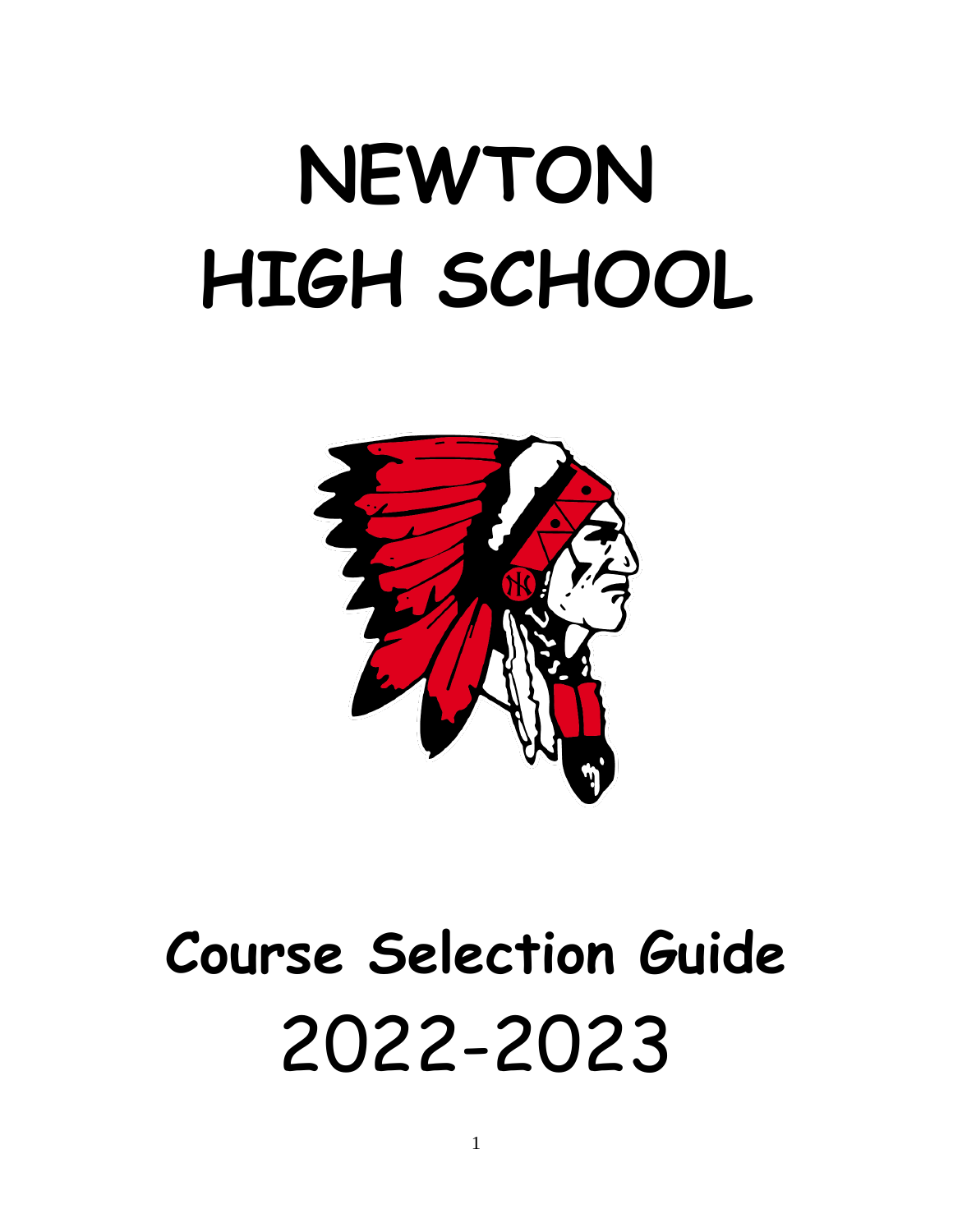# NEWTON HIGH SCHOOL

# Course Selection Guide

# 2022-2023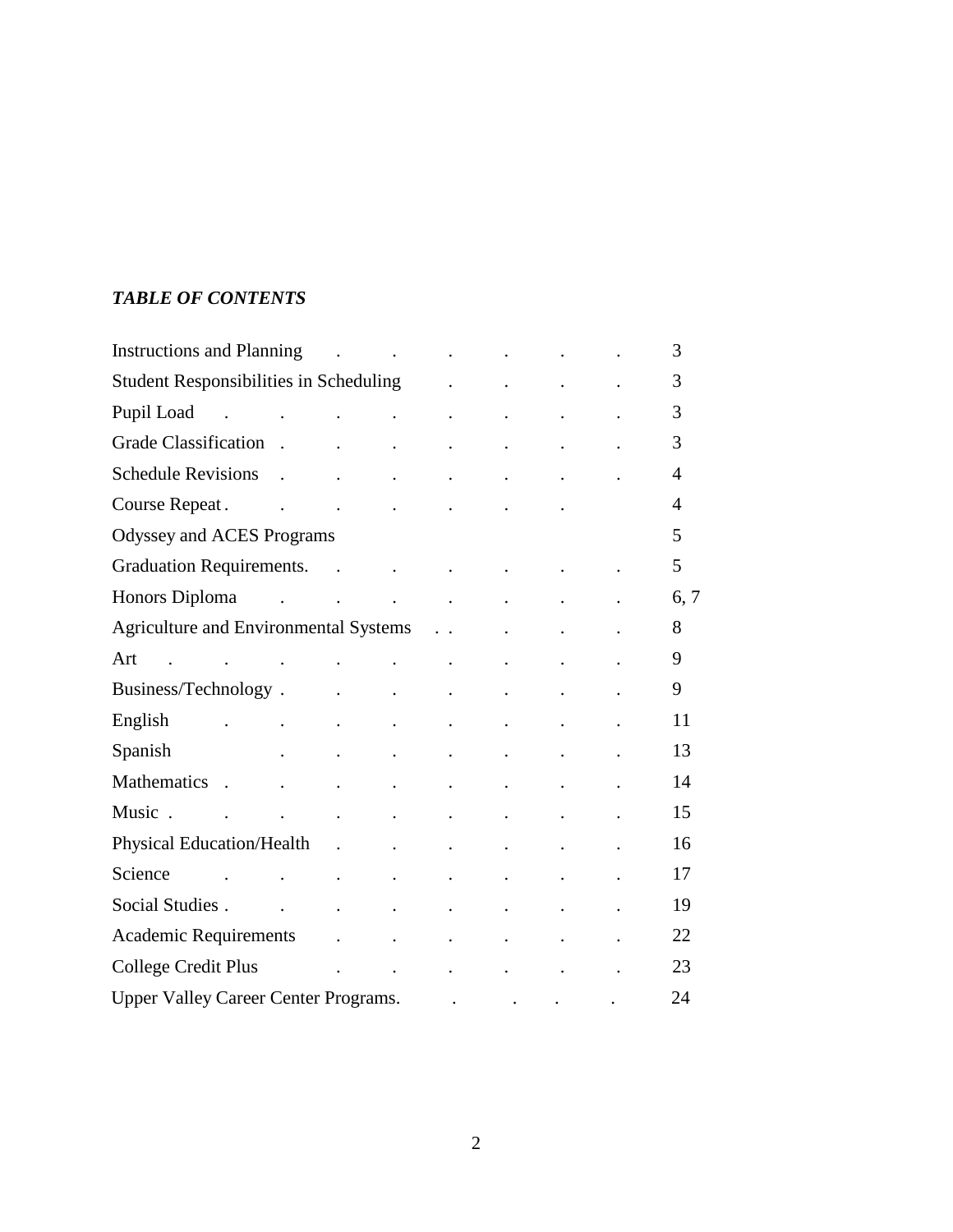***TABLE OF CONTENTS***

| | |
|---|---|
| Instructions and Planning | 3 |
| Student Responsibilities in Scheduling | 3 |
| Pupil Load | 3 |
| Grade Classification | 3 |
| Schedule Revisions | 4 |
| Course Repeat | 4 |
| Odyssey and ACES Programs | 5 |
| Graduation Requirements | 5 |
| Honors Diploma | 6, 7 |
| Agriculture and Environmental Systems | 8 |
| Art | 9 |
| Business/Technology | 9 |
| English | 11 |
| Spanish | 13 |
| Mathematics | 14 |
| Music | 15 |
| Physical Education/Health | 16 |
| Science | 17 |
| Social Studies | 19 |
| Academic Requirements | 22 |
| College Credit Plus | 23 |
| Upper Valley Career Center Programs | 24 |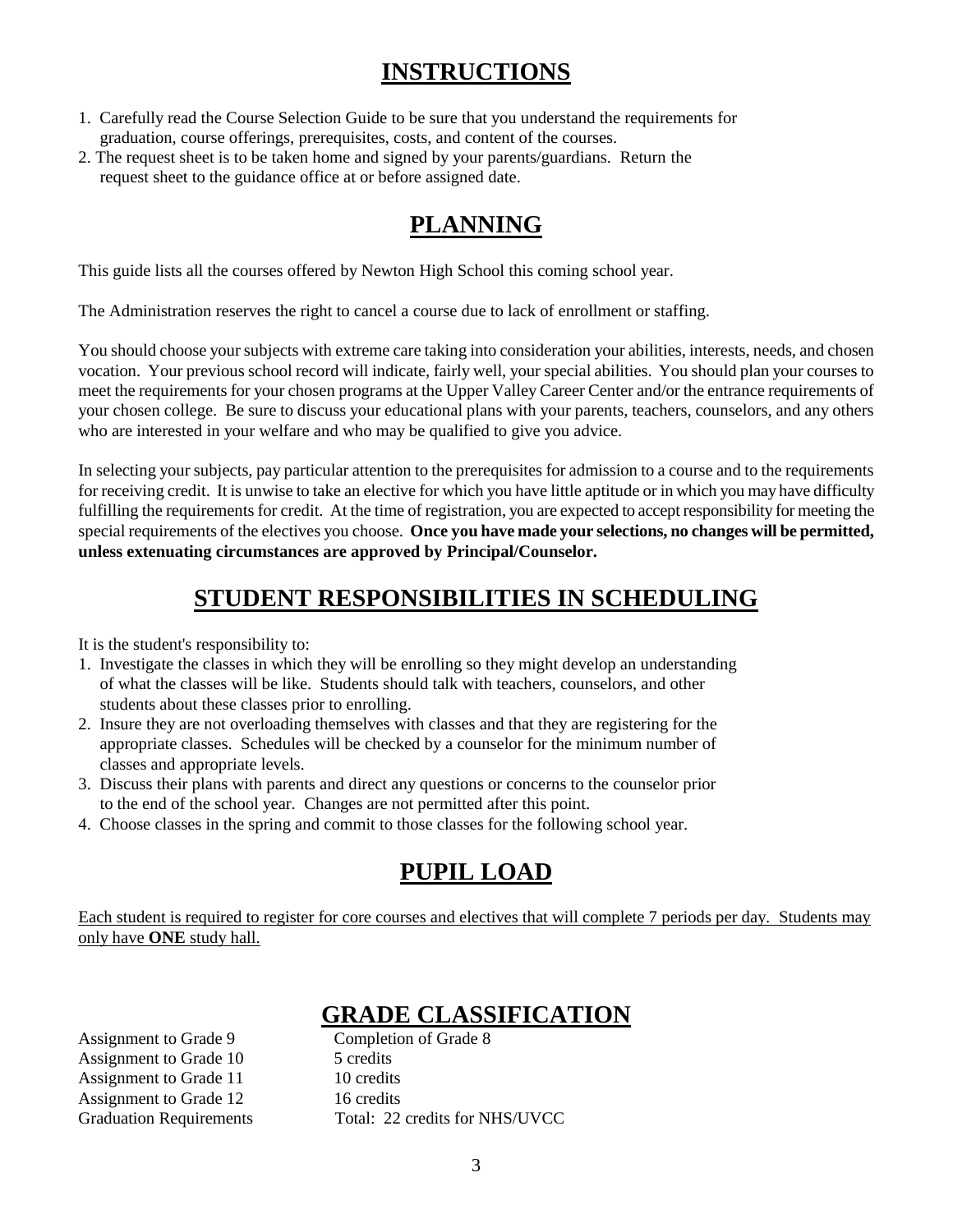## INSTRUCTIONS

1. Carefully read the Course Selection Guide to be sure that you understand the requirements for graduation, course offerings, prerequisites, costs, and content of the courses.
2. The request sheet is to be taken home and signed by your parents/guardians. Return the request sheet to the guidance office at or before assigned date.

## PLANNING

This guide lists all the courses offered by Newton High School this coming school year.

The Administration reserves the right to cancel a course due to lack of enrollment or staffing.

You should choose your subjects with extreme care taking into consideration your abilities, interests, needs, and chosen vocation. Your previous school record will indicate, fairly well, your special abilities. You should plan your courses to meet the requirements for your chosen programs at the Upper Valley Career Center and/or the entrance requirements of your chosen college. Be sure to discuss your educational plans with your parents, teachers, counselors, and any others who are interested in your welfare and who may be qualified to give you advice.

In selecting your subjects, pay particular attention to the prerequisites for admission to a course and to the requirements for receiving credit. It is unwise to take an elective for which you have little aptitude or in which you may have difficulty fulfilling the requirements for credit. At the time of registration, you are expected to accept responsibility for meeting the special requirements of the electives you choose. **Once you have made your selections, no changes will be permitted, unless extenuating circumstances are approved by Principal/Counselor.**

## STUDENT RESPONSIBILITIES IN SCHEDULING

It is the student's responsibility to:

1. Investigate the classes in which they will be enrolling so they might develop an understanding of what the classes will be like. Students should talk with teachers, counselors, and other students about these classes prior to enrolling.
2. Insure they are not overloading themselves with classes and that they are registering for the appropriate classes. Schedules will be checked by a counselor for the minimum number of classes and appropriate levels.
3. Discuss their plans with parents and direct any questions or concerns to the counselor prior to the end of the school year. Changes are not permitted after this point.
4. Choose classes in the spring and commit to those classes for the following school year.

## PUPIL LOAD

Each student is required to register for core courses and electives that will complete 7 periods per day. Students may only have **ONE** study hall.

## GRADE CLASSIFICATION

| | |
|---|---|
| Assignment to Grade 9 | Completion of Grade 8 |
| Assignment to Grade 10 | 5 credits |
| Assignment to Grade 11 | 10 credits |
| Assignment to Grade 12 | 16 credits |
| Graduation Requirements | Total: 22 credits for NHS/UVCC |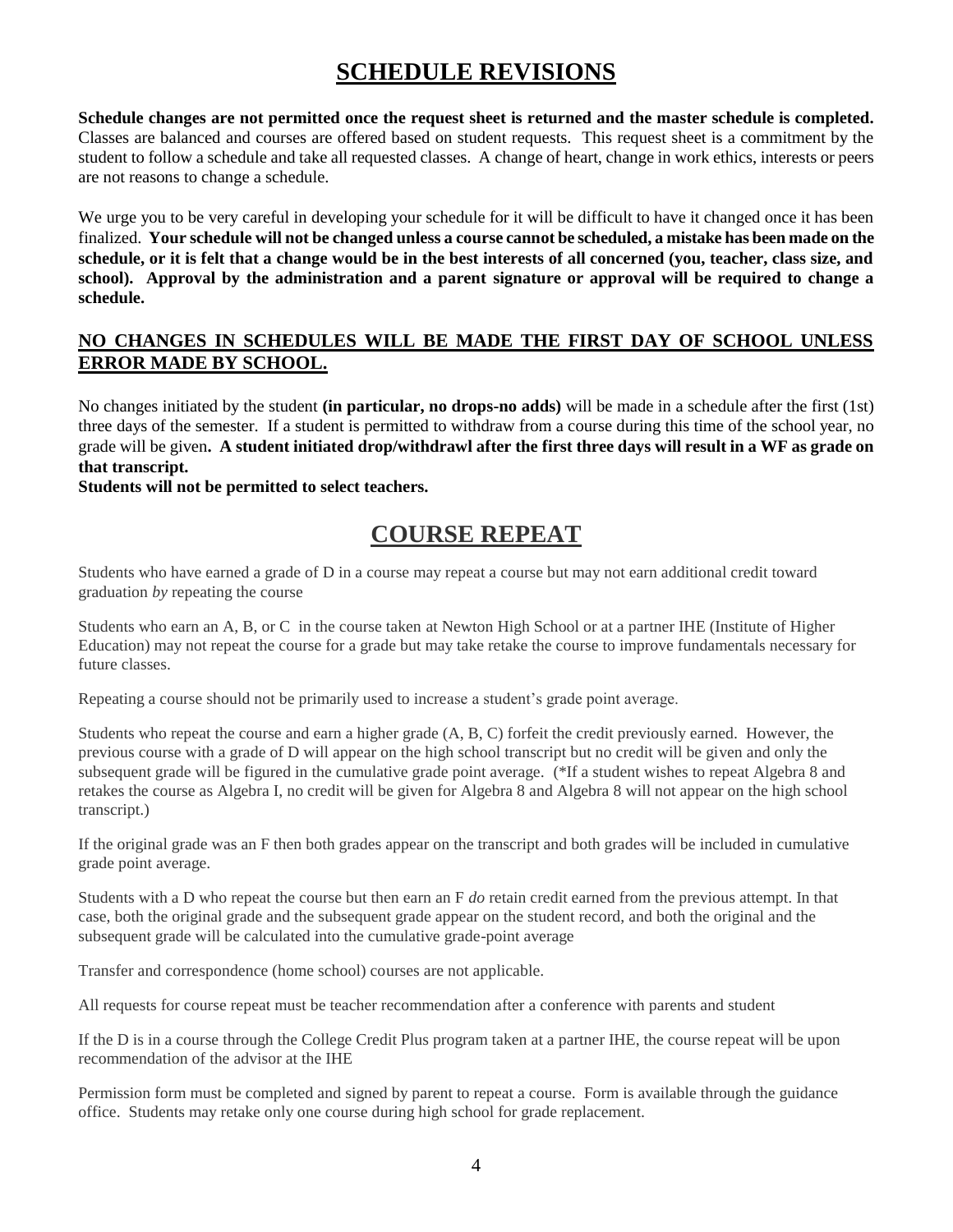# SCHEDULE REVISIONS

**Schedule changes are not permitted once the request sheet is returned and the master schedule is completed.** Classes are balanced and courses are offered based on student requests. This request sheet is a commitment by the student to follow a schedule and take all requested classes. A change of heart, change in work ethics, interests or peers are not reasons to change a schedule.

We urge you to be very careful in developing your schedule for it will be difficult to have it changed once it has been finalized. **Your schedule will not be changed unless a course cannot be scheduled, a mistake has been made on the schedule, or it is felt that a change would be in the best interests of all concerned (you, teacher, class size, and school). Approval by the administration and a parent signature or approval will be required to change a schedule.**

## NO CHANGES IN SCHEDULES WILL BE MADE THE FIRST DAY OF SCHOOL UNLESS ERROR MADE BY SCHOOL.

No changes initiated by the student **(in particular, no drops-no adds)** will be made in a schedule after the first (1st) three days of the semester. If a student is permitted to withdraw from a course during this time of the school year, no grade will be given**. A student initiated drop/withdrawl after the first three days will result in a WF as grade on that transcript.**

**Students will not be permitted to select teachers.**

# COURSE REPEAT

Students who have earned a grade of D in a course may repeat a course but may not earn additional credit toward graduation *by* repeating the course

Students who earn an A, B, or C in the course taken at Newton High School or at a partner IHE (Institute of Higher Education) may not repeat the course for a grade but may take retake the course to improve fundamentals necessary for future classes.

Repeating a course should not be primarily used to increase a student's grade point average.

Students who repeat the course and earn a higher grade (A, B, C) forfeit the credit previously earned. However, the previous course with a grade of D will appear on the high school transcript but no credit will be given and only the subsequent grade will be figured in the cumulative grade point average. (*If a student wishes to repeat Algebra 8 and retakes the course as Algebra I, no credit will be given for Algebra 8 and Algebra 8 will not appear on the high school transcript.)

If the original grade was an F then both grades appear on the transcript and both grades will be included in cumulative grade point average.

Students with a D who repeat the course but then earn an F *do* retain credit earned from the previous attempt. In that case, both the original grade and the subsequent grade appear on the student record, and both the original and the subsequent grade will be calculated into the cumulative grade-point average

Transfer and correspondence (home school) courses are not applicable.

All requests for course repeat must be teacher recommendation after a conference with parents and student

If the D is in a course through the College Credit Plus program taken at a partner IHE, the course repeat will be upon recommendation of the advisor at the IHE

Permission form must be completed and signed by parent to repeat a course. Form is available through the guidance office. Students may retake only one course during high school for grade replacement.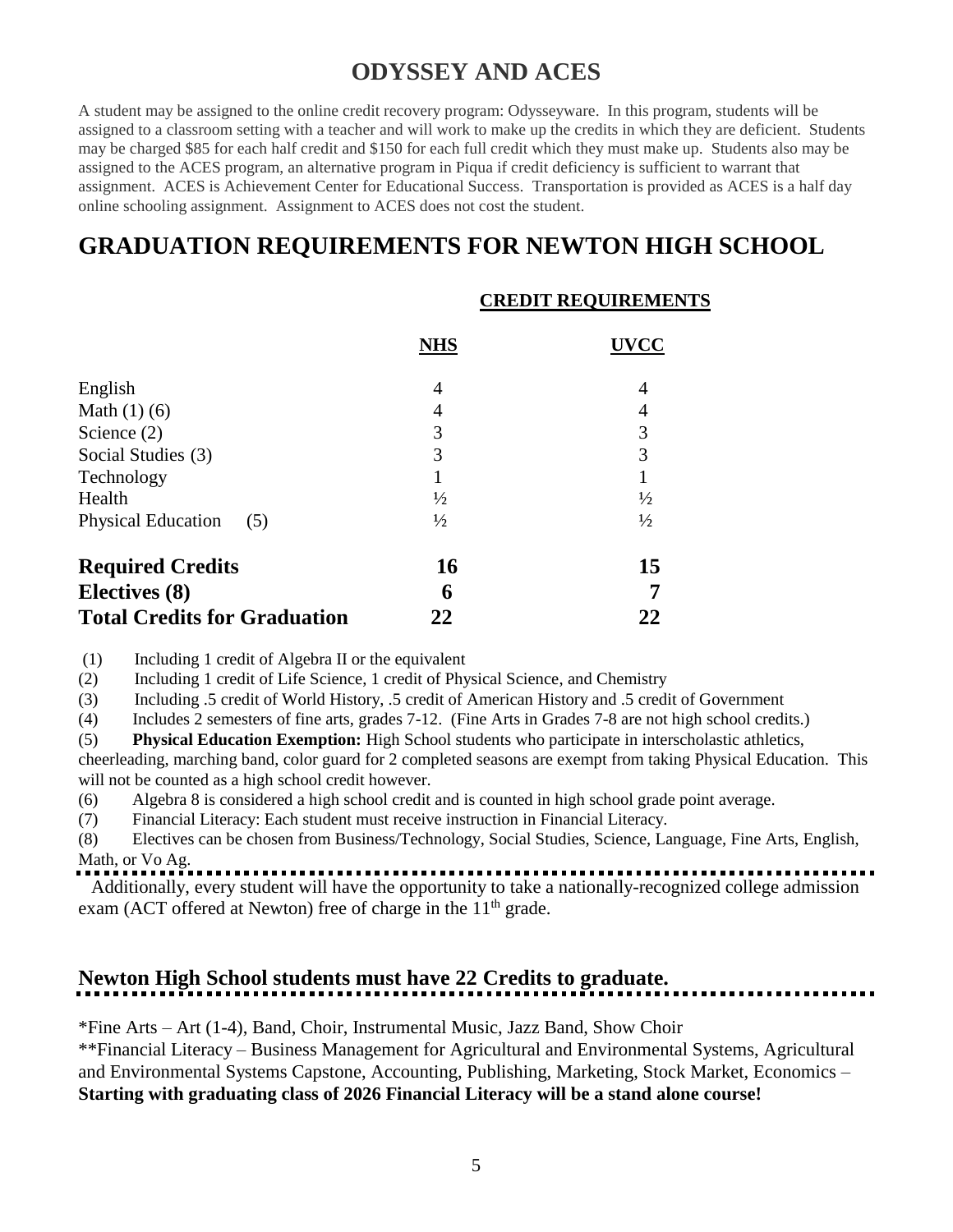# ODYSSEY AND ACES

A student may be assigned to the online credit recovery program: Odysseyware. In this program, students will be assigned to a classroom setting with a teacher and will work to make up the credits in which they are deficient. Students may be charged $85 for each half credit and $150 for each full credit which they must make up. Students also may be assigned to the ACES program, an alternative program in Piqua if credit deficiency is sufficient to warrant that assignment. ACES is Achievement Center for Educational Success. Transportation is provided as ACES is a half day online schooling assignment. Assignment to ACES does not cost the student.

# GRADUATION REQUIREMENTS FOR NEWTON HIGH SCHOOL

| | CREDIT REQUIREMENTS | |
|---|---|---|
| | **NHS** | **UVCC** |
| English | 4 | 4 |
| Math (1) (6) | 4 | 4 |
| Science (2) | 3 | 3 |
| Social Studies (3) | 3 | 3 |
| Technology | 1 | 1 |
| Health | ½ | ½ |
| Physical Education (5) | ½ | ½ |
| **Required Credits** | **16** | **15** |
| **Electives (8)** | **6** | **7** |
| **Total Credits for Graduation** | **22** | **22** |

(1) Including 1 credit of Algebra II or the equivalent
(2) Including 1 credit of Life Science, 1 credit of Physical Science, and Chemistry
(3) Including .5 credit of World History, .5 credit of American History and .5 credit of Government
(4) Includes 2 semesters of fine arts, grades 7-12. (Fine Arts in Grades 7-8 are not high school credits.)
(5) **Physical Education Exemption:** High School students who participate in interscholastic athletics, cheerleading, marching band, color guard for 2 completed seasons are exempt from taking Physical Education. This will not be counted as a high school credit however.
(6) Algebra 8 is considered a high school credit and is counted in high school grade point average.
(7) Financial Literacy: Each student must receive instruction in Financial Literacy.
(8) Electives can be chosen from Business/Technology, Social Studies, Science, Language, Fine Arts, English, Math, or Vo Ag.

Additionally, every student will have the opportunity to take a nationally-recognized college admission exam (ACT offered at Newton) free of charge in the 11th grade.

## Newton High School students must have 22 Credits to graduate.

*Fine Arts – Art (1-4), Band, Choir, Instrumental Music, Jazz Band, Show Choir
**Financial Literacy – Business Management for Agricultural and Environmental Systems, Agricultural and Environmental Systems Capstone, Accounting, Publishing, Marketing, Stock Market, Economics – **Starting with graduating class of 2026 Financial Literacy will be a stand alone course!**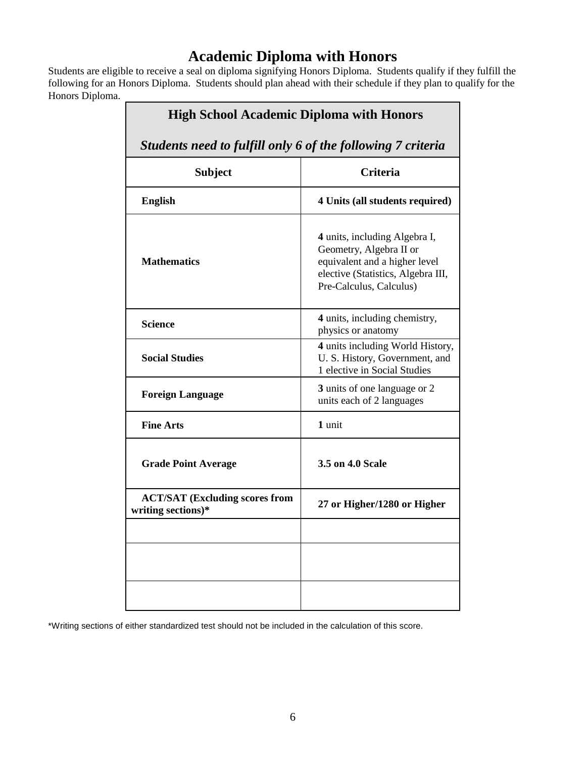# Academic Diploma with Honors

Students are eligible to receive a seal on diploma signifying Honors Diploma. Students qualify if they fulfill the following for an Honors Diploma. Students should plan ahead with their schedule if they plan to qualify for the Honors Diploma.

| **High School Academic Diploma with Honors** <br> ***Students need to fulfill only 6 of the following 7 criteria*** | |
|---|---|
| **Subject** | **Criteria** |
| **English** | **4 Units (all students required)** |
| **Mathematics** | **4** units, including Algebra I, Geometry, Algebra II or equivalent and a higher level elective (Statistics, Algebra III, Pre-Calculus, Calculus) |
| **Science** | **4** units, including chemistry, physics or anatomy |
| **Social Studies** | **4** units including World History, U. S. History, Government, and 1 elective in Social Studies |
| **Foreign Language** | **3** units of one language or 2 units each of 2 languages |
| **Fine Arts** | **1** unit |
| **Grade Point Average** | **3.5 on 4.0 Scale** |
| **ACT/SAT (Excluding scores from writing sections)*** | **27 or Higher/1280 or Higher** |
| | |
| | |
| | |

*Writing sections of either standardized test should not be included in the calculation of this score.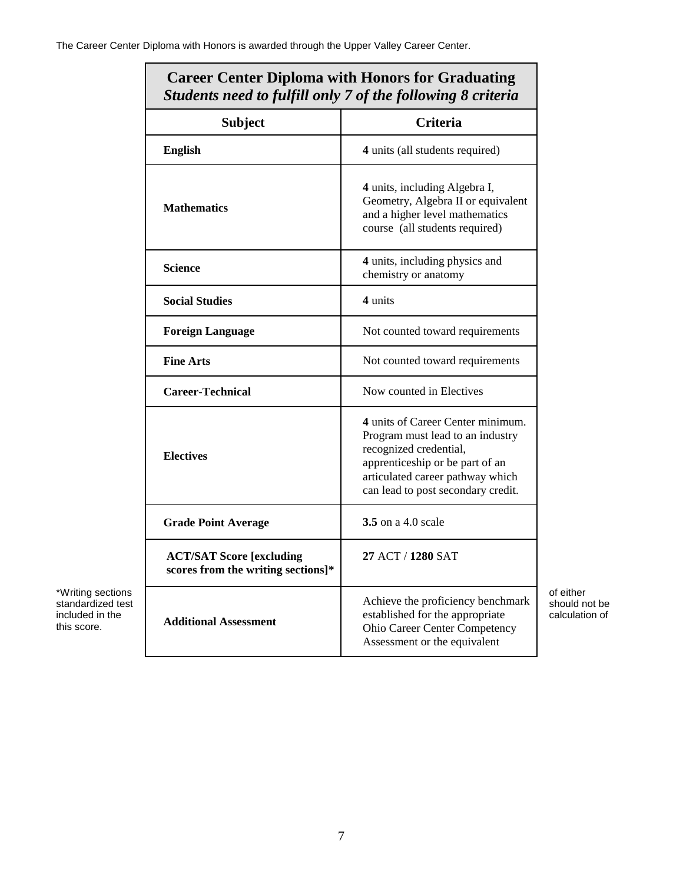The Career Center Diploma with Honors is awarded through the Upper Valley Career Center.

| **Career Center Diploma with Honors for Graduating** ***Students need to fulfill only 7 of the following 8 criteria*** | |
|---|---|
| **Subject** | **Criteria** |
| **English** | **4** units (all students required) |
| **Mathematics** | **4** units, including Algebra I, Geometry, Algebra II or equivalent and a higher level mathematics course (all students required) |
| **Science** | **4** units, including physics and chemistry or anatomy |
| **Social Studies** | **4** units |
| **Foreign Language** | Not counted toward requirements |
| **Fine Arts** | Not counted toward requirements |
| **Career-Technical** | Now counted in Electives |
| **Electives** | **4** units of Career Center minimum. Program must lead to an industry recognized credential, apprenticeship or be part of an articulated career pathway which can lead to post secondary credit. |
| **Grade Point Average** | **3.5** on a 4.0 scale |
| **ACT/SAT Score [excluding scores from the writing sections]*** | **27** ACT / **1280** SAT |
| **Additional Assessment** | Achieve the proficiency benchmark established for the appropriate Ohio Career Center Competency Assessment or the equivalent |

*Writing sections of either standardized test should not be included in the calculation of this score.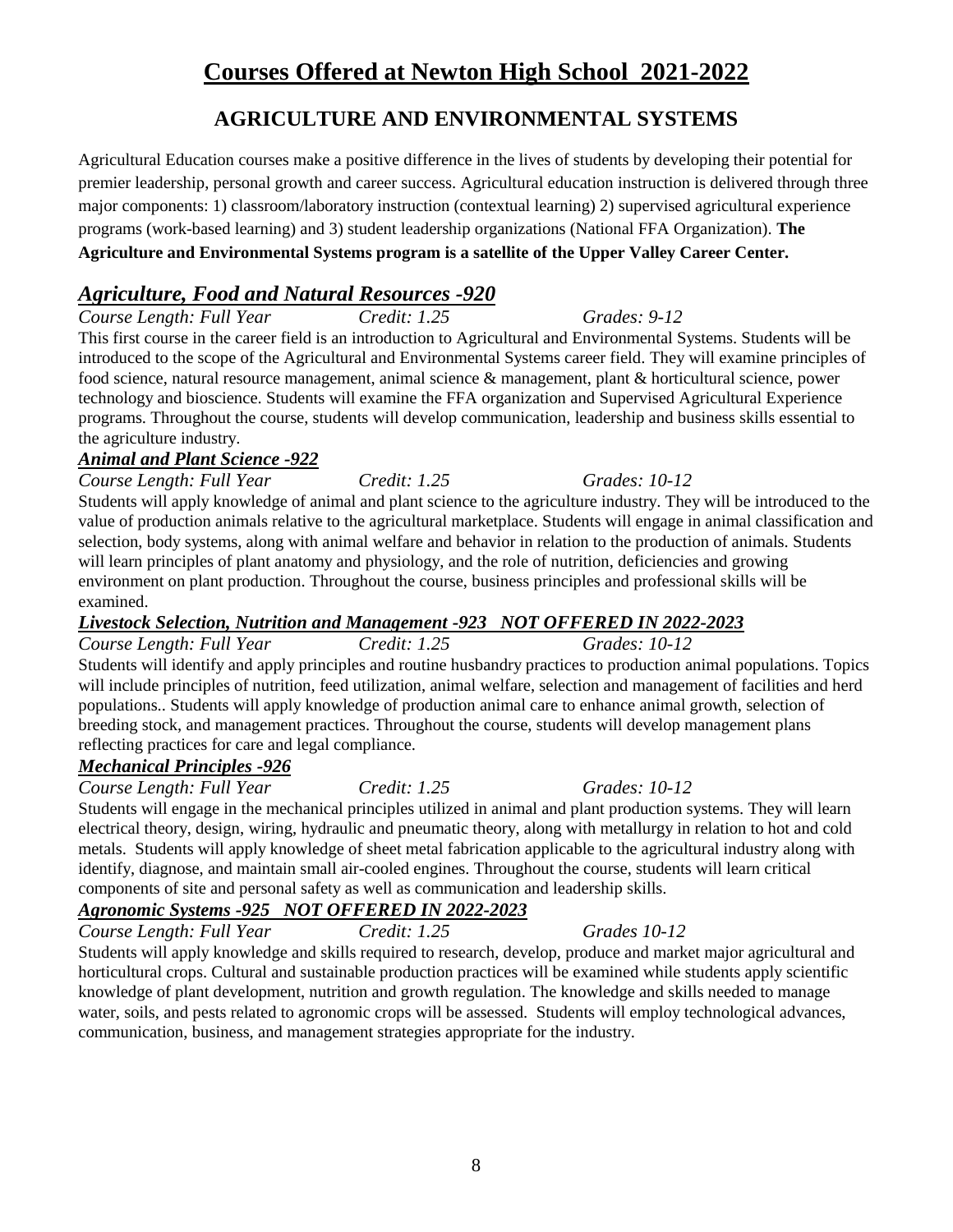# Courses Offered at Newton High School 2021-2022

## AGRICULTURE AND ENVIRONMENTAL SYSTEMS

Agricultural Education courses make a positive difference in the lives of students by developing their potential for premier leadership, personal growth and career success. Agricultural education instruction is delivered through three major components: 1) classroom/laboratory instruction (contextual learning) 2) supervised agricultural experience programs (work-based learning) and 3) student leadership organizations (National FFA Organization). **The Agriculture and Environmental Systems program is a satellite of the Upper Valley Career Center.**

### ***Agriculture, Food and Natural Resources -920***

*Course Length: Full Year* *Credit: 1.25* *Grades: 9-12*

This first course in the career field is an introduction to Agricultural and Environmental Systems. Students will be introduced to the scope of the Agricultural and Environmental Systems career field. They will examine principles of food science, natural resource management, animal science & management, plant & horticultural science, power technology and bioscience. Students will examine the FFA organization and Supervised Agricultural Experience programs. Throughout the course, students will develop communication, leadership and business skills essential to the agriculture industry.

#### ***Animal and Plant Science -922***

*Course Length: Full Year* *Credit: 1.25* *Grades: 10-12*

Students will apply knowledge of animal and plant science to the agriculture industry. They will be introduced to the value of production animals relative to the agricultural marketplace. Students will engage in animal classification and selection, body systems, along with animal welfare and behavior in relation to the production of animals. Students will learn principles of plant anatomy and physiology, and the role of nutrition, deficiencies and growing environment on plant production. Throughout the course, business principles and professional skills will be examined.

#### ***Livestock Selection, Nutrition and Management -923 NOT OFFERED IN 2022-2023***

*Course Length: Full Year* *Credit: 1.25* *Grades: 10-12*

Students will identify and apply principles and routine husbandry practices to production animal populations. Topics will include principles of nutrition, feed utilization, animal welfare, selection and management of facilities and herd populations.. Students will apply knowledge of production animal care to enhance animal growth, selection of breeding stock, and management practices. Throughout the course, students will develop management plans reflecting practices for care and legal compliance.

#### ***Mechanical Principles -926***

*Course Length: Full Year* *Credit: 1.25* *Grades: 10-12*

Students will engage in the mechanical principles utilized in animal and plant production systems. They will learn electrical theory, design, wiring, hydraulic and pneumatic theory, along with metallurgy in relation to hot and cold metals. Students will apply knowledge of sheet metal fabrication applicable to the agricultural industry along with identify, diagnose, and maintain small air-cooled engines. Throughout the course, students will learn critical components of site and personal safety as well as communication and leadership skills.

#### ***Agronomic Systems -925 NOT OFFERED IN 2022-2023***

*Course Length: Full Year* *Credit: 1.25* *Grades 10-12*

Students will apply knowledge and skills required to research, develop, produce and market major agricultural and horticultural crops. Cultural and sustainable production practices will be examined while students apply scientific knowledge of plant development, nutrition and growth regulation. The knowledge and skills needed to manage water, soils, and pests related to agronomic crops will be assessed. Students will employ technological advances, communication, business, and management strategies appropriate for the industry.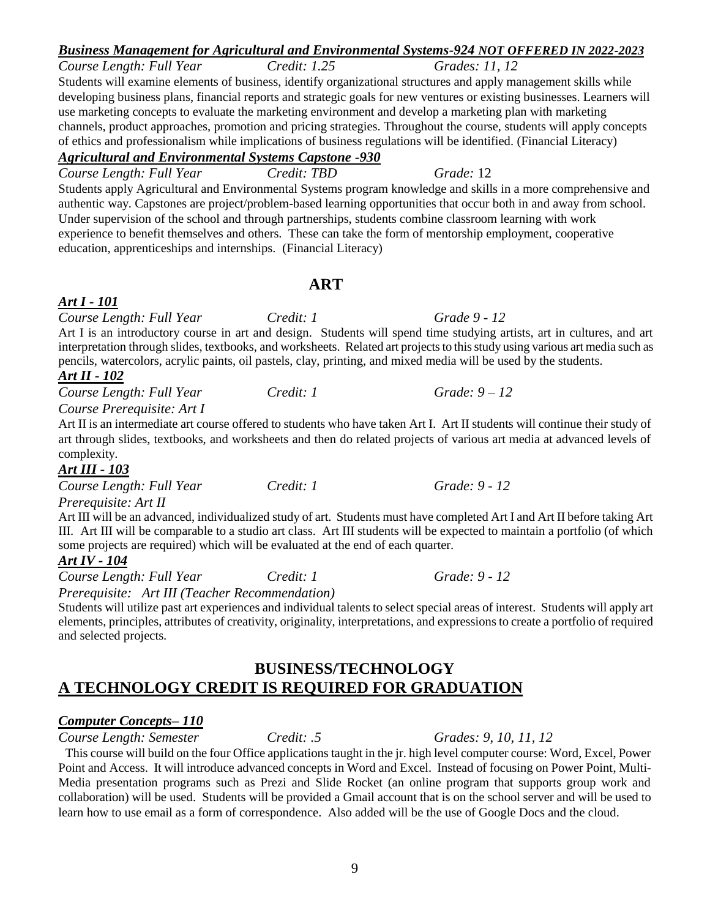***Business Management for Agricultural and Environmental Systems-924 NOT OFFERED IN 2022-2023***

*Course Length: Full Year* *Credit: 1.25* *Grades: 11, 12*

Students will examine elements of business, identify organizational structures and apply management skills while developing business plans, financial reports and strategic goals for new ventures or existing businesses. Learners will use marketing concepts to evaluate the marketing environment and develop a marketing plan with marketing channels, product approaches, promotion and pricing strategies. Throughout the course, students will apply concepts of ethics and professionalism while implications of business regulations will be identified. (Financial Literacy)

***Agricultural and Environmental Systems Capstone -930***

*Course Length: Full Year* *Credit: TBD* *Grade:* 12

Students apply Agricultural and Environmental Systems program knowledge and skills in a more comprehensive and authentic way. Capstones are project/problem-based learning opportunities that occur both in and away from school. Under supervision of the school and through partnerships, students combine classroom learning with work experience to benefit themselves and others. These can take the form of mentorship employment, cooperative education, apprenticeships and internships. (Financial Literacy)

## ART

***Art I - 101***

*Course Length: Full Year* *Credit: 1* *Grade 9 - 12*

Art I is an introductory course in art and design. Students will spend time studying artists, art in cultures, and art interpretation through slides, textbooks, and worksheets. Related art projects to this study using various art media such as pencils, watercolors, acrylic paints, oil pastels, clay, printing, and mixed media will be used by the students.

***Art II - 102***

*Course Length: Full Year* *Credit: 1* *Grade: 9 – 12*

*Course Prerequisite: Art I*

Art II is an intermediate art course offered to students who have taken Art I. Art II students will continue their study of art through slides, textbooks, and worksheets and then do related projects of various art media at advanced levels of complexity.

***Art III - 103***

*Course Length: Full Year* *Credit: 1* *Grade: 9 - 12*

*Prerequisite: Art II*

Art III will be an advanced, individualized study of art. Students must have completed Art I and Art II before taking Art III. Art III will be comparable to a studio art class. Art III students will be expected to maintain a portfolio (of which some projects are required) which will be evaluated at the end of each quarter.

***Art IV - 104***

*Course Length: Full Year* *Credit: 1* *Grade: 9 - 12*

*Prerequisite: Art III (Teacher Recommendation)*

Students will utilize past art experiences and individual talents to select special areas of interest. Students will apply art elements, principles, attributes of creativity, originality, interpretations, and expressions to create a portfolio of required and selected projects.

## BUSINESS/TECHNOLOGY

## A TECHNOLOGY CREDIT IS REQUIRED FOR GRADUATION

***Computer Concepts– 110***

*Course Length: Semester* *Credit: .5* *Grades: 9, 10, 11, 12*

This course will build on the four Office applications taught in the jr. high level computer course: Word, Excel, Power Point and Access. It will introduce advanced concepts in Word and Excel. Instead of focusing on Power Point, Multi-Media presentation programs such as Prezi and Slide Rocket (an online program that supports group work and collaboration) will be used. Students will be provided a Gmail account that is on the school server and will be used to learn how to use email as a form of correspondence. Also added will be the use of Google Docs and the cloud.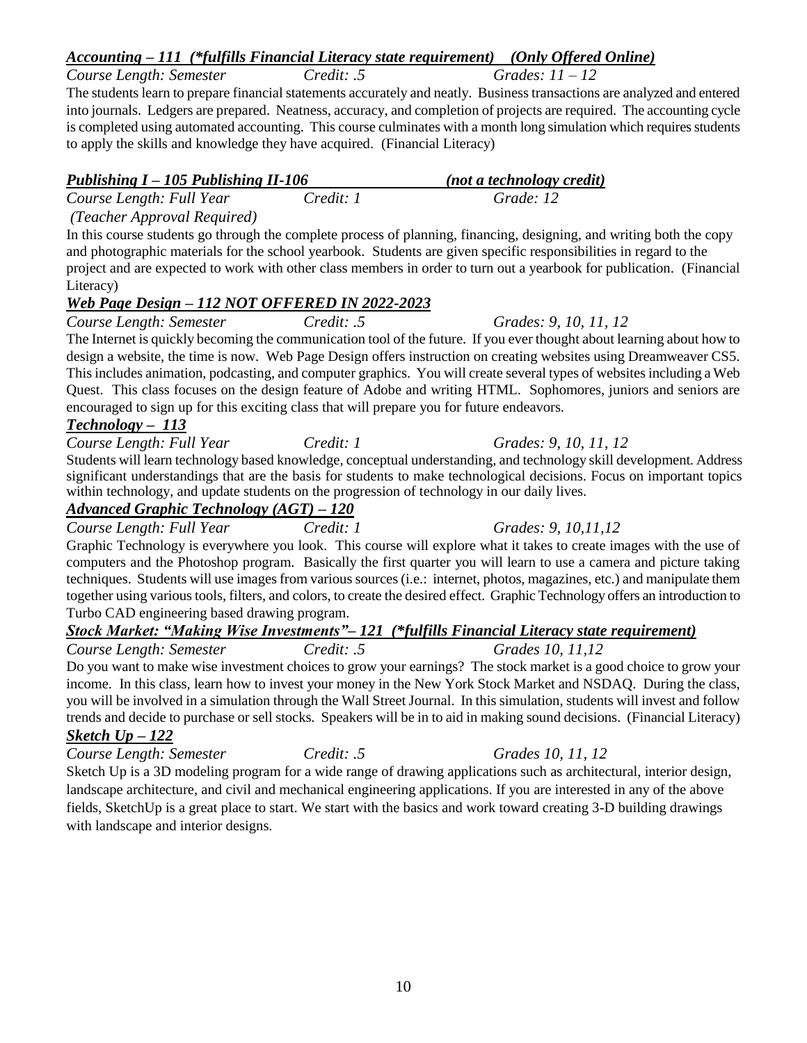### ***Accounting – 111 (*fulfills Financial Literacy state requirement) (Only Offered Online)***

*Course Length: Semester* *Credit: .5* *Grades: 11 – 12*

The students learn to prepare financial statements accurately and neatly. Business transactions are analyzed and entered into journals. Ledgers are prepared. Neatness, accuracy, and completion of projects are required. The accounting cycle is completed using automated accounting. This course culminates with a month long simulation which requires students to apply the skills and knowledge they have acquired. (Financial Literacy)

### ***Publishing I – 105 Publishing II-106 (not a technology credit)***

*Course Length: Full Year* *Credit: 1* *Grade: 12*

*(Teacher Approval Required)*

In this course students go through the complete process of planning, financing, designing, and writing both the copy and photographic materials for the school yearbook. Students are given specific responsibilities in regard to the project and are expected to work with other class members in order to turn out a yearbook for publication. (Financial Literacy)

### ***Web Page Design – 112 NOT OFFERED IN 2022-2023***

*Course Length: Semester* *Credit: .5* *Grades: 9, 10, 11, 12*

The Internet is quickly becoming the communication tool of the future. If you ever thought about learning about how to design a website, the time is now. Web Page Design offers instruction on creating websites using Dreamweaver CS5. This includes animation, podcasting, and computer graphics. You will create several types of websites including a Web Quest. This class focuses on the design feature of Adobe and writing HTML. Sophomores, juniors and seniors are encouraged to sign up for this exciting class that will prepare you for future endeavors.

### ***Technology – 113***

*Course Length: Full Year* *Credit: 1* *Grades: 9, 10, 11, 12*

Students will learn technology based knowledge, conceptual understanding, and technology skill development. Address significant understandings that are the basis for students to make technological decisions. Focus on important topics within technology, and update students on the progression of technology in our daily lives.

### ***Advanced Graphic Technology (AGT) – 120***

*Course Length: Full Year* *Credit: 1* *Grades: 9, 10,11,12*

Graphic Technology is everywhere you look. This course will explore what it takes to create images with the use of computers and the Photoshop program. Basically the first quarter you will learn to use a camera and picture taking techniques. Students will use images from various sources (i.e.: internet, photos, magazines, etc.) and manipulate them together using various tools, filters, and colors, to create the desired effect. Graphic Technology offers an introduction to Turbo CAD engineering based drawing program.

### ***Stock Market: "Making Wise Investments"– 121 (*fulfills Financial Literacy state requirement)***

*Course Length: Semester* *Credit: .5* *Grades 10, 11,12*

Do you want to make wise investment choices to grow your earnings? The stock market is a good choice to grow your income. In this class, learn how to invest your money in the New York Stock Market and NSDAQ. During the class, you will be involved in a simulation through the Wall Street Journal. In this simulation, students will invest and follow trends and decide to purchase or sell stocks. Speakers will be in to aid in making sound decisions. (Financial Literacy)

### ***Sketch Up – 122***

*Course Length: Semester* *Credit: .5* *Grades 10, 11, 12*

Sketch Up is a 3D modeling program for a wide range of drawing applications such as architectural, interior design, landscape architecture, and civil and mechanical engineering applications. If you are interested in any of the above fields, SketchUp is a great place to start. We start with the basics and work toward creating 3-D building drawings with landscape and interior designs.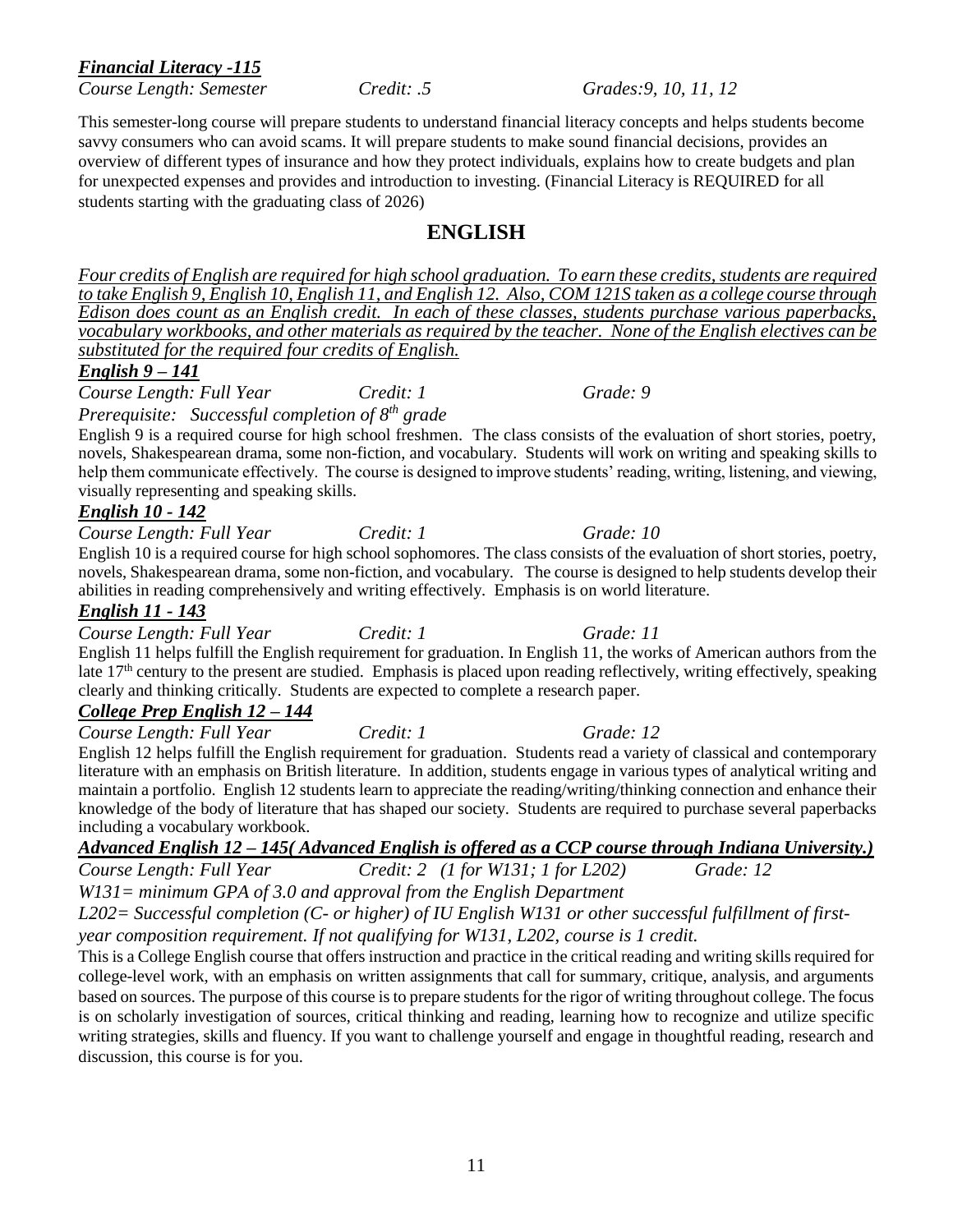***Financial Literacy -115***

*Course Length: Semester* *Credit: .5* *Grades:9, 10, 11, 12*

This semester-long course will prepare students to understand financial literacy concepts and helps students become savvy consumers who can avoid scams. It will prepare students to make sound financial decisions, provides an overview of different types of insurance and how they protect individuals, explains how to create budgets and plan for unexpected expenses and provides and introduction to investing. (Financial Literacy is REQUIRED for all students starting with the graduating class of 2026)

## ENGLISH

*Four credits of English are required for high school graduation. To earn these credits, students are required to take English 9, English 10, English 11, and English 12. Also, COM 121S taken as a college course through Edison does count as an English credit. In each of these classes, students purchase various paperbacks, vocabulary workbooks, and other materials as required by the teacher. None of the English electives can be substituted for the required four credits of English.*

***English 9 – 141***

*Course Length: Full Year* *Credit: 1* *Grade: 9*

*Prerequisite: Successful completion of 8th grade*

English 9 is a required course for high school freshmen. The class consists of the evaluation of short stories, poetry, novels, Shakespearean drama, some non-fiction, and vocabulary. Students will work on writing and speaking skills to help them communicate effectively. The course is designed to improve students' reading, writing, listening, and viewing, visually representing and speaking skills.

***English 10 - 142***

*Course Length: Full Year* *Credit: 1* *Grade: 10*

English 10 is a required course for high school sophomores. The class consists of the evaluation of short stories, poetry, novels, Shakespearean drama, some non-fiction, and vocabulary. The course is designed to help students develop their abilities in reading comprehensively and writing effectively. Emphasis is on world literature.

***English 11 - 143***

*Course Length: Full Year* *Credit: 1* *Grade: 11*

English 11 helps fulfill the English requirement for graduation. In English 11, the works of American authors from the late 17th century to the present are studied. Emphasis is placed upon reading reflectively, writing effectively, speaking clearly and thinking critically. Students are expected to complete a research paper.

***College Prep English 12 – 144***

*Course Length: Full Year* *Credit: 1* *Grade: 12*

English 12 helps fulfill the English requirement for graduation. Students read a variety of classical and contemporary literature with an emphasis on British literature. In addition, students engage in various types of analytical writing and maintain a portfolio. English 12 students learn to appreciate the reading/writing/thinking connection and enhance their knowledge of the body of literature that has shaped our society. Students are required to purchase several paperbacks including a vocabulary workbook.

***Advanced English 12 – 145( Advanced English is offered as a CCP course through Indiana University.)***

*Course Length: Full Year* *Credit: 2 (1 for W131; 1 for L202)* *Grade: 12*

*W131= minimum GPA of 3.0 and approval from the English Department*

*L202= Successful completion (C- or higher) of IU English W131 or other successful fulfillment of first-year composition requirement. If not qualifying for W131, L202, course is 1 credit.*

This is a College English course that offers instruction and practice in the critical reading and writing skills required for college-level work, with an emphasis on written assignments that call for summary, critique, analysis, and arguments based on sources. The purpose of this course is to prepare students for the rigor of writing throughout college. The focus is on scholarly investigation of sources, critical thinking and reading, learning how to recognize and utilize specific writing strategies, skills and fluency. If you want to challenge yourself and engage in thoughtful reading, research and discussion, this course is for you.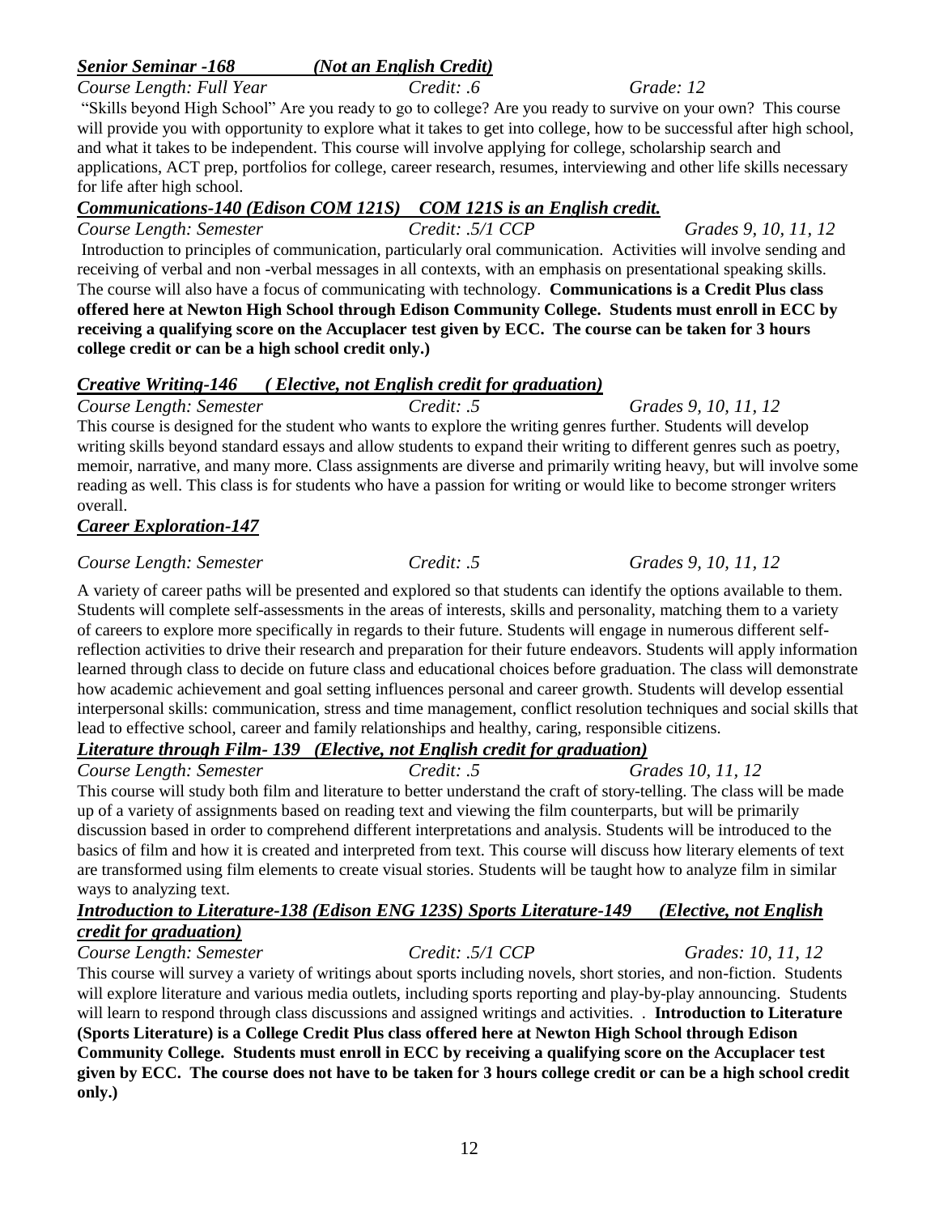***Senior Seminar -168 (Not an English Credit)***

*Course Length: Full Year* *Credit: .6* *Grade: 12*

"Skills beyond High School" Are you ready to go to college? Are you ready to survive on your own? This course will provide you with opportunity to explore what it takes to get into college, how to be successful after high school, and what it takes to be independent. This course will involve applying for college, scholarship search and applications, ACT prep, portfolios for college, career research, resumes, interviewing and other life skills necessary for life after high school.

***Communications-140 (Edison COM 121S) COM 121S is an English credit.***

*Course Length: Semester* *Credit: .5/1 CCP* *Grades 9, 10, 11, 12*

Introduction to principles of communication, particularly oral communication. Activities will involve sending and receiving of verbal and non -verbal messages in all contexts, with an emphasis on presentational speaking skills. The course will also have a focus of communicating with technology. **Communications is a Credit Plus class offered here at Newton High School through Edison Community College. Students must enroll in ECC by receiving a qualifying score on the Accuplacer test given by ECC. The course can be taken for 3 hours college credit or can be a high school credit only.)**

***Creative Writing-146 ( Elective, not English credit for graduation)***

*Course Length: Semester* *Credit: .5* *Grades 9, 10, 11, 12*

This course is designed for the student who wants to explore the writing genres further. Students will develop writing skills beyond standard essays and allow students to expand their writing to different genres such as poetry, memoir, narrative, and many more. Class assignments are diverse and primarily writing heavy, but will involve some reading as well. This class is for students who have a passion for writing or would like to become stronger writers overall.

***Career Exploration-147***

*Course Length: Semester* *Credit: .5* *Grades 9, 10, 11, 12*

A variety of career paths will be presented and explored so that students can identify the options available to them. Students will complete self-assessments in the areas of interests, skills and personality, matching them to a variety of careers to explore more specifically in regards to their future. Students will engage in numerous different self-reflection activities to drive their research and preparation for their future endeavors. Students will apply information learned through class to decide on future class and educational choices before graduation. The class will demonstrate how academic achievement and goal setting influences personal and career growth. Students will develop essential interpersonal skills: communication, stress and time management, conflict resolution techniques and social skills that lead to effective school, career and family relationships and healthy, caring, responsible citizens.

***Literature through Film- 139 (Elective, not English credit for graduation)***

*Course Length: Semester* *Credit: .5* *Grades 10, 11, 12*

This course will study both film and literature to better understand the craft of story-telling. The class will be made up of a variety of assignments based on reading text and viewing the film counterparts, but will be primarily discussion based in order to comprehend different interpretations and analysis. Students will be introduced to the basics of film and how it is created and interpreted from text. This course will discuss how literary elements of text are transformed using film elements to create visual stories. Students will be taught how to analyze film in similar ways to analyzing text.

***Introduction to Literature-138 (Edison ENG 123S) Sports Literature-149 (Elective, not English credit for graduation)***

*Course Length: Semester* *Credit: .5/1 CCP* *Grades: 10, 11, 12*

This course will survey a variety of writings about sports including novels, short stories, and non-fiction. Students will explore literature and various media outlets, including sports reporting and play-by-play announcing. Students will learn to respond through class discussions and assigned writings and activities. . **Introduction to Literature (Sports Literature) is a College Credit Plus class offered here at Newton High School through Edison Community College. Students must enroll in ECC by receiving a qualifying score on the Accuplacer test given by ECC. The course does not have to be taken for 3 hours college credit or can be a high school credit only.)**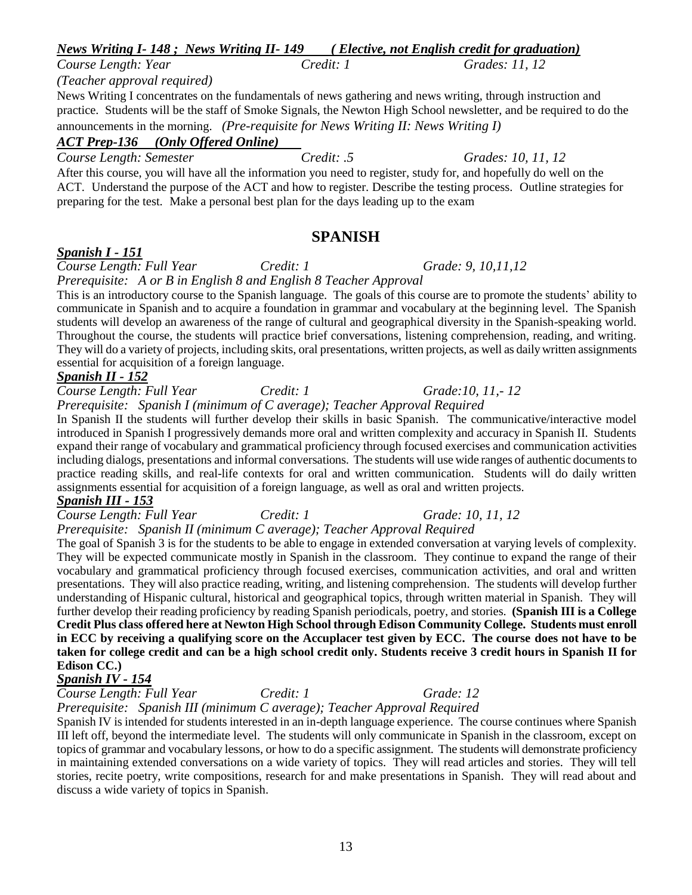***News Writing I- 148 ; News Writing II- 149 ( Elective, not English credit for graduation)***

*Course Length: Year* *Credit: 1* *Grades: 11, 12*

*(Teacher approval required)*

News Writing I concentrates on the fundamentals of news gathering and news writing, through instruction and practice. Students will be the staff of Smoke Signals, the Newton High School newsletter, and be required to do the announcements in the morning. *(Pre-requisite for News Writing II: News Writing I)*

***ACT Prep-136 (Only Offered Online)***

*Course Length: Semester* *Credit: .5* *Grades: 10, 11, 12*

After this course, you will have all the information you need to register, study for, and hopefully do well on the ACT. Understand the purpose of the ACT and how to register. Describe the testing process. Outline strategies for preparing for the test. Make a personal best plan for the days leading up to the exam

## SPANISH

***Spanish I - 151***

*Course Length: Full Year* *Credit: 1* *Grade: 9, 10,11,12*

*Prerequisite: A or B in English 8 and English 8 Teacher Approval*

This is an introductory course to the Spanish language. The goals of this course are to promote the students' ability to communicate in Spanish and to acquire a foundation in grammar and vocabulary at the beginning level. The Spanish students will develop an awareness of the range of cultural and geographical diversity in the Spanish-speaking world. Throughout the course, the students will practice brief conversations, listening comprehension, reading, and writing. They will do a variety of projects, including skits, oral presentations, written projects, as well as daily written assignments essential for acquisition of a foreign language.

***Spanish II - 152***

*Course Length: Full Year* *Credit: 1* *Grade:10, 11,- 12*

*Prerequisite: Spanish I (minimum of C average); Teacher Approval Required*

In Spanish II the students will further develop their skills in basic Spanish. The communicative/interactive model introduced in Spanish I progressively demands more oral and written complexity and accuracy in Spanish II. Students expand their range of vocabulary and grammatical proficiency through focused exercises and communication activities including dialogs, presentations and informal conversations. The students will use wide ranges of authentic documents to practice reading skills, and real-life contexts for oral and written communication. Students will do daily written assignments essential for acquisition of a foreign language, as well as oral and written projects.

***Spanish III - 153***

*Course Length: Full Year* *Credit: 1* *Grade: 10, 11, 12*

*Prerequisite: Spanish II (minimum C average); Teacher Approval Required*

The goal of Spanish 3 is for the students to be able to engage in extended conversation at varying levels of complexity. They will be expected communicate mostly in Spanish in the classroom. They continue to expand the range of their vocabulary and grammatical proficiency through focused exercises, communication activities, and oral and written presentations. They will also practice reading, writing, and listening comprehension. The students will develop further understanding of Hispanic cultural, historical and geographical topics, through written material in Spanish. They will further develop their reading proficiency by reading Spanish periodicals, poetry, and stories. **(Spanish III is a College Credit Plus class offered here at Newton High School through Edison Community College. Students must enroll in ECC by receiving a qualifying score on the Accuplacer test given by ECC. The course does not have to be taken for college credit and can be a high school credit only. Students receive 3 credit hours in Spanish II for Edison CC.)**

***Spanish IV - 154***

*Course Length: Full Year* *Credit: 1* *Grade: 12*

*Prerequisite: Spanish III (minimum C average); Teacher Approval Required*

Spanish IV is intended for students interested in an in-depth language experience. The course continues where Spanish III left off, beyond the intermediate level. The students will only communicate in Spanish in the classroom, except on topics of grammar and vocabulary lessons, or how to do a specific assignment. The students will demonstrate proficiency in maintaining extended conversations on a wide variety of topics. They will read articles and stories. They will tell stories, recite poetry, write compositions, research for and make presentations in Spanish. They will read about and discuss a wide variety of topics in Spanish.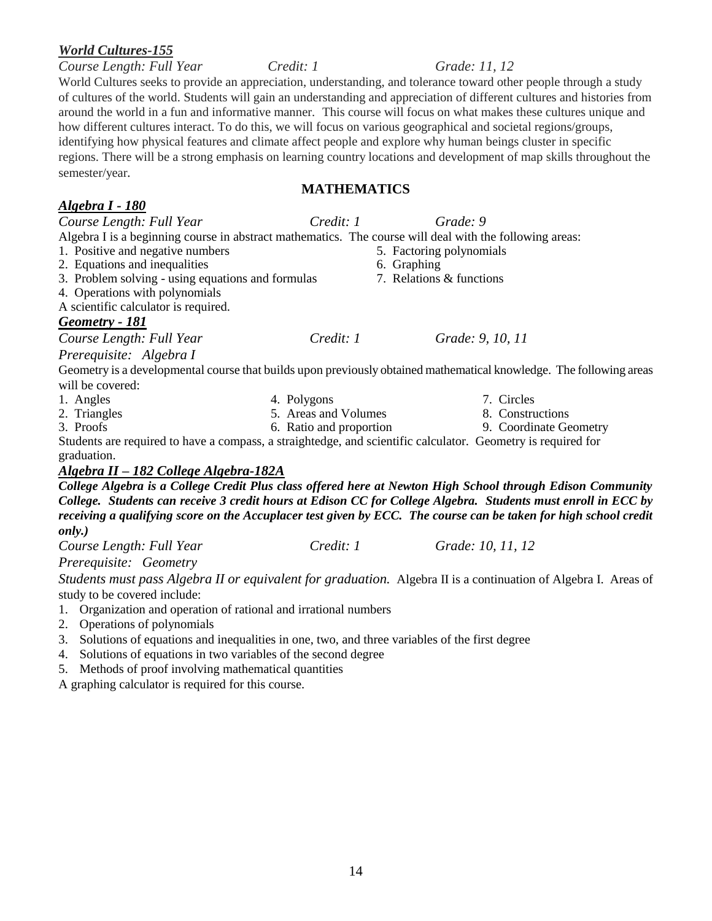***World Cultures-155***

*Course Length: Full Year* *Credit: 1* *Grade: 11, 12*

World Cultures seeks to provide an appreciation, understanding, and tolerance toward other people through a study of cultures of the world. Students will gain an understanding and appreciation of different cultures and histories from around the world in a fun and informative manner. This course will focus on what makes these cultures unique and how different cultures interact. To do this, we will focus on various geographical and societal regions/groups, identifying how physical features and climate affect people and explore why human beings cluster in specific regions. There will be a strong emphasis on learning country locations and development of map skills throughout the semester/year.

## MATHEMATICS

***Algebra I - 180***

*Course Length: Full Year* *Credit: 1* *Grade: 9*

Algebra I is a beginning course in abstract mathematics. The course will deal with the following areas:

1. Positive and negative numbers
2. Equations and inequalities
3. Problem solving - using equations and formulas
4. Operations with polynomials
5. Factoring polynomials
6. Graphing
7. Relations & functions

A scientific calculator is required.

***Geometry - 181***

*Course Length: Full Year* *Credit: 1* *Grade: 9, 10, 11*

*Prerequisite: Algebra I*

Geometry is a developmental course that builds upon previously obtained mathematical knowledge. The following areas will be covered:

1. Angles
2. Triangles
3. Proofs
4. Polygons
5. Areas and Volumes
6. Ratio and proportion
7. Circles
8. Constructions
9. Coordinate Geometry

Students are required to have a compass, a straightedge, and scientific calculator. Geometry is required for graduation.

***Algebra II – 182 College Algebra-182A***

***College Algebra is a College Credit Plus class offered here at Newton High School through Edison Community College. Students can receive 3 credit hours at Edison CC for College Algebra. Students must enroll in ECC by receiving a qualifying score on the Accuplacer test given by ECC. The course can be taken for high school credit only.)***

*Course Length: Full Year* *Credit: 1* *Grade: 10, 11, 12*

*Prerequisite: Geometry*

*Students must pass Algebra II or equivalent for graduation.* Algebra II is a continuation of Algebra I. Areas of study to be covered include:

1. Organization and operation of rational and irrational numbers
2. Operations of polynomials
3. Solutions of equations and inequalities in one, two, and three variables of the first degree
4. Solutions of equations in two variables of the second degree
5. Methods of proof involving mathematical quantities

A graphing calculator is required for this course.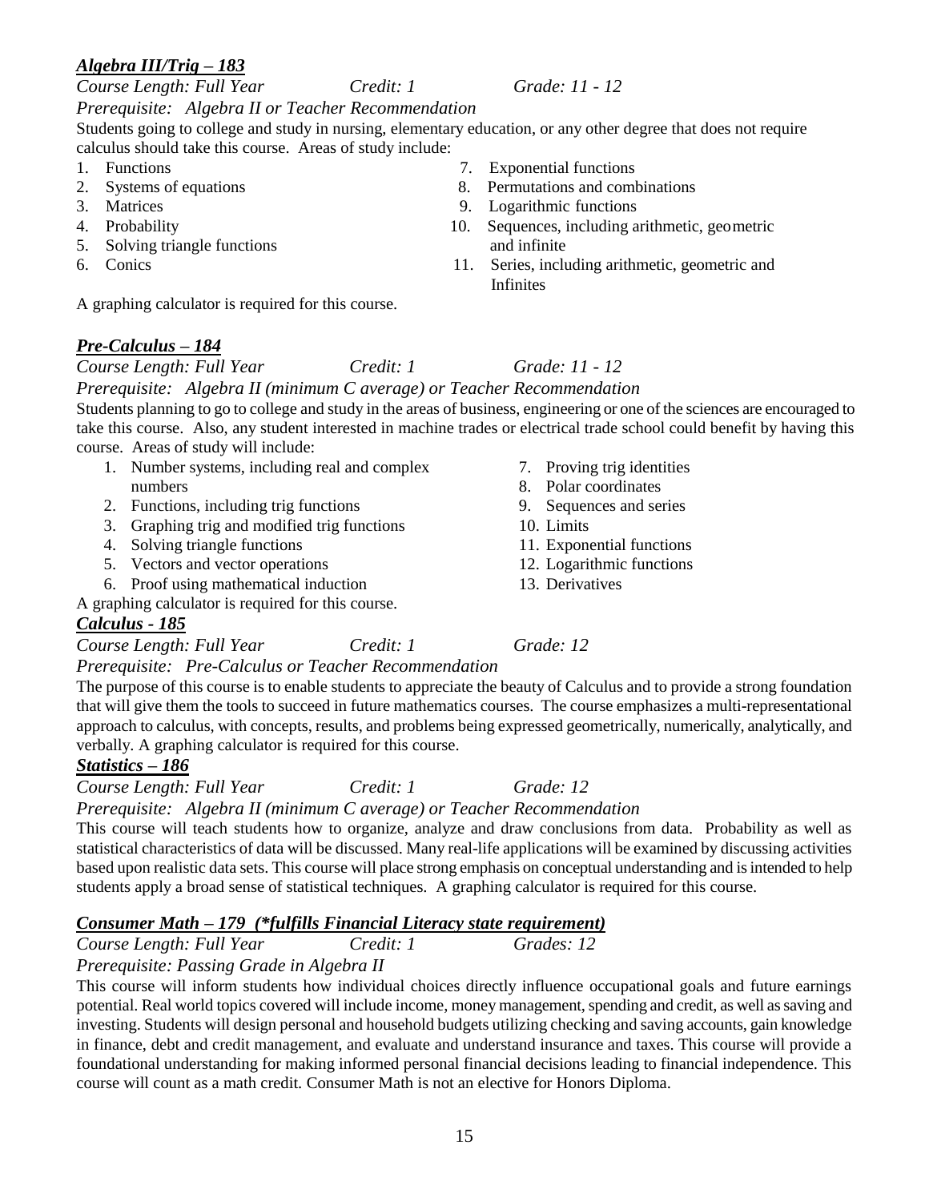## *Algebra III/Trig – 183*

*Course Length: Full Year* *Credit: 1* *Grade: 11 - 12*

*Prerequisite: Algebra II or Teacher Recommendation*

Students going to college and study in nursing, elementary education, or any other degree that does not require calculus should take this course. Areas of study include:

1. Functions
2. Systems of equations
3. Matrices
4. Probability
5. Solving triangle functions
6. Conics
7. Exponential functions
8. Permutations and combinations
9. Logarithmic functions
10. Sequences, including arithmetic, geometric and infinite
11. Series, including arithmetic, geometric and Infinites

A graphing calculator is required for this course.

## *Pre-Calculus – 184*

*Course Length: Full Year* *Credit: 1* *Grade: 11 - 12*

*Prerequisite: Algebra II (minimum C average) or Teacher Recommendation*

Students planning to go to college and study in the areas of business, engineering or one of the sciences are encouraged to take this course. Also, any student interested in machine trades or electrical trade school could benefit by having this course. Areas of study will include:

1. Number systems, including real and complex numbers
2. Functions, including trig functions
3. Graphing trig and modified trig functions
4. Solving triangle functions
5. Vectors and vector operations
6. Proof using mathematical induction
7. Proving trig identities
8. Polar coordinates
9. Sequences and series
10. Limits
11. Exponential functions
12. Logarithmic functions
13. Derivatives

A graphing calculator is required for this course.

## *Calculus - 185*

*Course Length: Full Year* *Credit: 1* *Grade: 12*

*Prerequisite: Pre-Calculus or Teacher Recommendation*

The purpose of this course is to enable students to appreciate the beauty of Calculus and to provide a strong foundation that will give them the tools to succeed in future mathematics courses. The course emphasizes a multi-representational approach to calculus, with concepts, results, and problems being expressed geometrically, numerically, analytically, and verbally. A graphing calculator is required for this course.

## *Statistics – 186*

*Course Length: Full Year* *Credit: 1* *Grade: 12*

*Prerequisite: Algebra II (minimum C average) or Teacher Recommendation*

This course will teach students how to organize, analyze and draw conclusions from data. Probability as well as statistical characteristics of data will be discussed. Many real-life applications will be examined by discussing activities based upon realistic data sets. This course will place strong emphasis on conceptual understanding and is intended to help students apply a broad sense of statistical techniques. A graphing calculator is required for this course.

## *Consumer Math – 179 (*fulfills Financial Literacy state requirement)*

*Course Length: Full Year* *Credit: 1* *Grades: 12*

*Prerequisite: Passing Grade in Algebra II*

This course will inform students how individual choices directly influence occupational goals and future earnings potential. Real world topics covered will include income, money management, spending and credit, as well as saving and investing. Students will design personal and household budgets utilizing checking and saving accounts, gain knowledge in finance, debt and credit management, and evaluate and understand insurance and taxes. This course will provide a foundational understanding for making informed personal financial decisions leading to financial independence. This course will count as a math credit. Consumer Math is not an elective for Honors Diploma.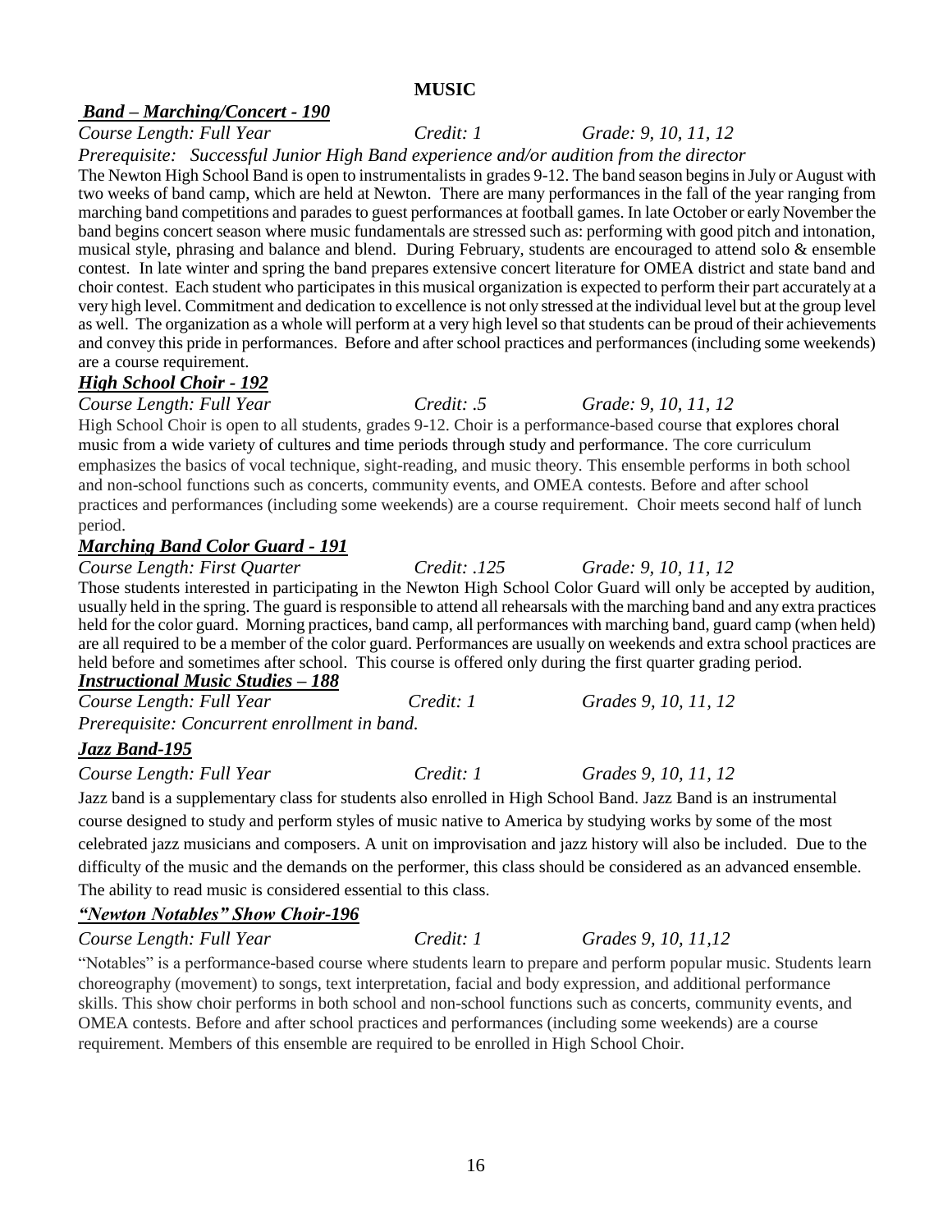# MUSIC

### ***Band – Marching/Concert - 190***

*Course Length: Full Year* *Credit: 1* *Grade: 9, 10, 11, 12*

*Prerequisite: Successful Junior High Band experience and/or audition from the director*

The Newton High School Band is open to instrumentalists in grades 9-12. The band season begins in July or August with two weeks of band camp, which are held at Newton. There are many performances in the fall of the year ranging from marching band competitions and parades to guest performances at football games. In late October or early November the band begins concert season where music fundamentals are stressed such as: performing with good pitch and intonation, musical style, phrasing and balance and blend. During February, students are encouraged to attend solo & ensemble contest. In late winter and spring the band prepares extensive concert literature for OMEA district and state band and choir contest. Each student who participates in this musical organization is expected to perform their part accurately at a very high level. Commitment and dedication to excellence is not only stressed at the individual level but at the group level as well. The organization as a whole will perform at a very high level so that students can be proud of their achievements and convey this pride in performances. Before and after school practices and performances (including some weekends) are a course requirement.

### ***High School Choir - 192***

*Course Length: Full Year* *Credit: .5* *Grade: 9, 10, 11, 12*

High School Choir is open to all students, grades 9-12. Choir is a performance-based course that explores choral music from a wide variety of cultures and time periods through study and performance. The core curriculum emphasizes the basics of vocal technique, sight-reading, and music theory. This ensemble performs in both school and non-school functions such as concerts, community events, and OMEA contests. Before and after school practices and performances (including some weekends) are a course requirement. Choir meets second half of lunch period.

### ***Marching Band Color Guard - 191***

*Course Length: First Quarter* *Credit: .125* *Grade: 9, 10, 11, 12*

Those students interested in participating in the Newton High School Color Guard will only be accepted by audition, usually held in the spring. The guard is responsible to attend all rehearsals with the marching band and any extra practices held for the color guard. Morning practices, band camp, all performances with marching band, guard camp (when held) are all required to be a member of the color guard. Performances are usually on weekends and extra school practices are held before and sometimes after school. This course is offered only during the first quarter grading period.

### ***Instructional Music Studies – 188***

*Course Length: Full Year* *Credit: 1* *Grades 9, 10, 11, 12*

*Prerequisite: Concurrent enrollment in band.*

### ***Jazz Band-195***

*Course Length: Full Year* *Credit: 1* *Grades 9, 10, 11, 12*

Jazz band is a supplementary class for students also enrolled in High School Band. Jazz Band is an instrumental course designed to study and perform styles of music native to America by studying works by some of the most celebrated jazz musicians and composers. A unit on improvisation and jazz history will also be included. Due to the difficulty of the music and the demands on the performer, this class should be considered as an advanced ensemble. The ability to read music is considered essential to this class.

### ***"Newton Notables" Show Choir-196***

*Course Length: Full Year* *Credit: 1* *Grades 9, 10, 11,12*

"Notables" is a performance-based course where students learn to prepare and perform popular music. Students learn choreography (movement) to songs, text interpretation, facial and body expression, and additional performance skills. This show choir performs in both school and non-school functions such as concerts, community events, and OMEA contests. Before and after school practices and performances (including some weekends) are a course requirement. Members of this ensemble are required to be enrolled in High School Choir.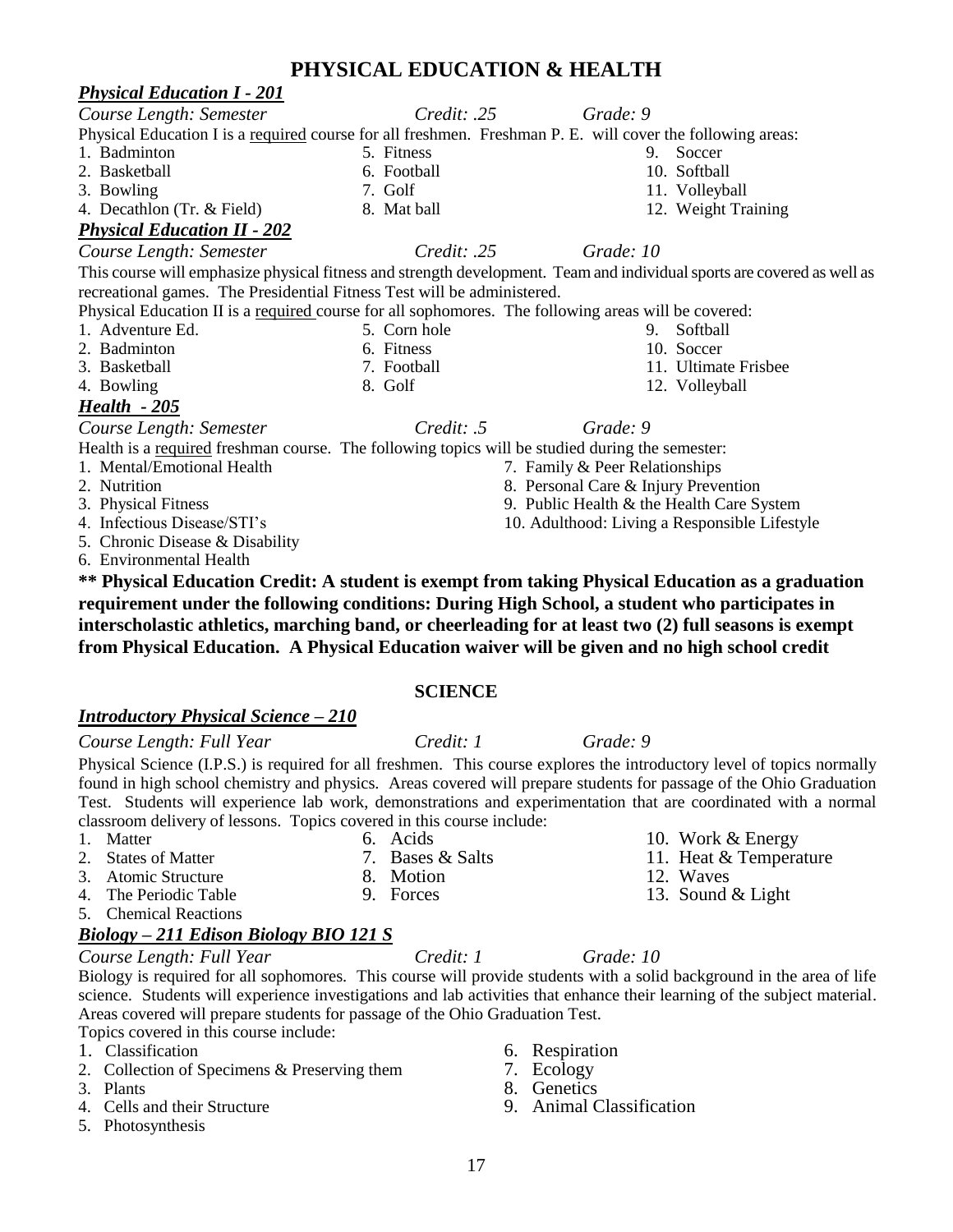# PHYSICAL EDUCATION & HEALTH

### ***Physical Education I - 201***

*Course Length: Semester* *Credit: .25* *Grade: 9*

Physical Education I is a required course for all freshmen. Freshman P. E. will cover the following areas:

1. Badminton
2. Basketball
3. Bowling
4. Decathlon (Tr. & Field)
5. Fitness
6. Football
7. Golf
8. Mat ball
9. Soccer
10. Softball
11. Volleyball
12. Weight Training

### ***Physical Education II - 202***

*Course Length: Semester* *Credit: .25* *Grade: 10*

This course will emphasize physical fitness and strength development. Team and individual sports are covered as well as recreational games. The Presidential Fitness Test will be administered.

Physical Education II is a required course for all sophomores. The following areas will be covered:

1. Adventure Ed.
2. Badminton
3. Basketball
4. Bowling
5. Corn hole
6. Fitness
7. Football
8. Golf
9. Softball
10. Soccer
11. Ultimate Frisbee
12. Volleyball

### ***Health - 205***

*Course Length: Semester* *Credit: .5* *Grade: 9*

Health is a required freshman course. The following topics will be studied during the semester:

1. Mental/Emotional Health
2. Nutrition
3. Physical Fitness
4. Infectious Disease/STI's
5. Chronic Disease & Disability
6. Environmental Health
7. Family & Peer Relationships
8. Personal Care & Injury Prevention
9. Public Health & the Health Care System
10. Adulthood: Living a Responsible Lifestyle

**** Physical Education Credit: A student is exempt from taking Physical Education as a graduation requirement under the following conditions: During High School, a student who participates in interscholastic athletics, marching band, or cheerleading for at least two (2) full seasons is exempt from Physical Education. A Physical Education waiver will be given and no high school credit**

## SCIENCE

### ***Introductory Physical Science – 210***

*Course Length: Full Year* *Credit: 1* *Grade: 9*

Physical Science (I.P.S.) is required for all freshmen. This course explores the introductory level of topics normally found in high school chemistry and physics. Areas covered will prepare students for passage of the Ohio Graduation Test. Students will experience lab work, demonstrations and experimentation that are coordinated with a normal classroom delivery of lessons. Topics covered in this course include:

1. Matter
2. States of Matter
3. Atomic Structure
4. The Periodic Table
5. Chemical Reactions
6. Acids
7. Bases & Salts
8. Motion
9. Forces
10. Work & Energy
11. Heat & Temperature
12. Waves
13. Sound & Light

### ***Biology – 211 Edison Biology BIO 121 S***

*Course Length: Full Year* *Credit: 1* *Grade: 10*

Biology is required for all sophomores. This course will provide students with a solid background in the area of life science. Students will experience investigations and lab activities that enhance their learning of the subject material. Areas covered will prepare students for passage of the Ohio Graduation Test.

Topics covered in this course include:

1. Classification
2. Collection of Specimens & Preserving them
3. Plants
4. Cells and their Structure
5. Photosynthesis
6. Respiration
7. Ecology
8. Genetics
9. Animal Classification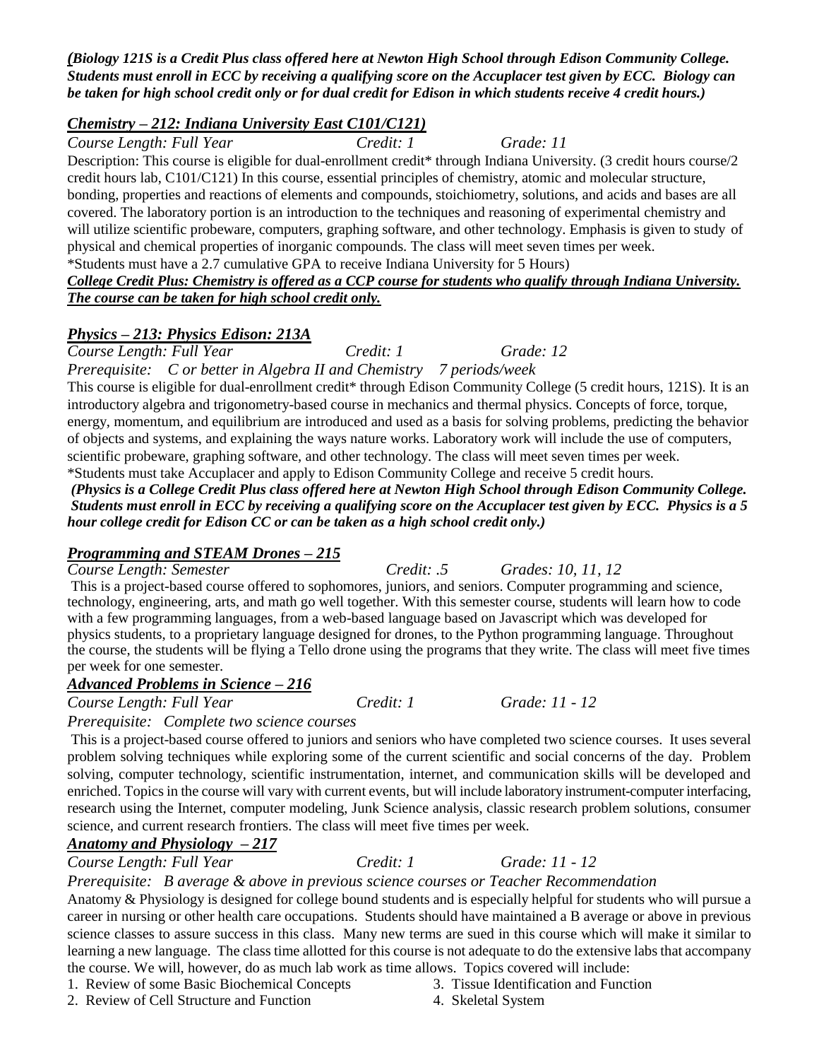***(Biology 121S is a Credit Plus class offered here at Newton High School through Edison Community College. Students must enroll in ECC by receiving a qualifying score on the Accuplacer test given by ECC. Biology can be taken for high school credit only or for dual credit for Edison in which students receive 4 credit hours.)***

## ***Chemistry – 212: Indiana University East C101/C121)***

*Course Length: Full Year* *Credit: 1* *Grade: 11*

Description: This course is eligible for dual-enrollment credit* through Indiana University. (3 credit hours course/2 credit hours lab, C101/C121) In this course, essential principles of chemistry, atomic and molecular structure, bonding, properties and reactions of elements and compounds, stoichiometry, solutions, and acids and bases are all covered. The laboratory portion is an introduction to the techniques and reasoning of experimental chemistry and will utilize scientific probeware, computers, graphing software, and other technology. Emphasis is given to study of physical and chemical properties of inorganic compounds. The class will meet seven times per week.

*Students must have a 2.7 cumulative GPA to receive Indiana University for 5 Hours)

***College Credit Plus: Chemistry is offered as a CCP course for students who qualify through Indiana University. The course can be taken for high school credit only.***

## ***Physics – 213: Physics Edison: 213A***

*Course Length: Full Year* *Credit: 1* *Grade: 12*

*Prerequisite: C or better in Algebra II and Chemistry 7 periods/week*

This course is eligible for dual-enrollment credit* through Edison Community College (5 credit hours, 121S). It is an introductory algebra and trigonometry-based course in mechanics and thermal physics. Concepts of force, torque, energy, momentum, and equilibrium are introduced and used as a basis for solving problems, predicting the behavior of objects and systems, and explaining the ways nature works. Laboratory work will include the use of computers, scientific probeware, graphing software, and other technology. The class will meet seven times per week.

*Students must take Accuplacer and apply to Edison Community College and receive 5 credit hours.

***(Physics is a College Credit Plus class offered here at Newton High School through Edison Community College. Students must enroll in ECC by receiving a qualifying score on the Accuplacer test given by ECC. Physics is a 5 hour college credit for Edison CC or can be taken as a high school credit only.)***

## ***Programming and STEAM Drones – 215***

*Course Length: Semester* *Credit: .5* *Grades: 10, 11, 12*

This is a project-based course offered to sophomores, juniors, and seniors. Computer programming and science, technology, engineering, arts, and math go well together. With this semester course, students will learn how to code with a few programming languages, from a web-based language based on Javascript which was developed for physics students, to a proprietary language designed for drones, to the Python programming language. Throughout the course, the students will be flying a Tello drone using the programs that they write. The class will meet five times per week for one semester.

## ***Advanced Problems in Science – 216***

*Course Length: Full Year* *Credit: 1* *Grade: 11 - 12*

*Prerequisite: Complete two science courses*

This is a project-based course offered to juniors and seniors who have completed two science courses. It uses several problem solving techniques while exploring some of the current scientific and social concerns of the day. Problem solving, computer technology, scientific instrumentation, internet, and communication skills will be developed and enriched. Topics in the course will vary with current events, but will include laboratory instrument-computer interfacing, research using the Internet, computer modeling, Junk Science analysis, classic research problem solutions, consumer science, and current research frontiers. The class will meet five times per week.

## ***Anatomy and Physiology – 217***

*Course Length: Full Year* *Credit: 1* *Grade: 11 - 12*

*Prerequisite: B average & above in previous science courses or Teacher Recommendation*

Anatomy & Physiology is designed for college bound students and is especially helpful for students who will pursue a career in nursing or other health care occupations. Students should have maintained a B average or above in previous science classes to assure success in this class. Many new terms are sued in this course which will make it similar to learning a new language. The class time allotted for this course is not adequate to do the extensive labs that accompany the course. We will, however, do as much lab work as time allows. Topics covered will include:

1. Review of some Basic Biochemical Concepts
2. Review of Cell Structure and Function
3. Tissue Identification and Function
4. Skeletal System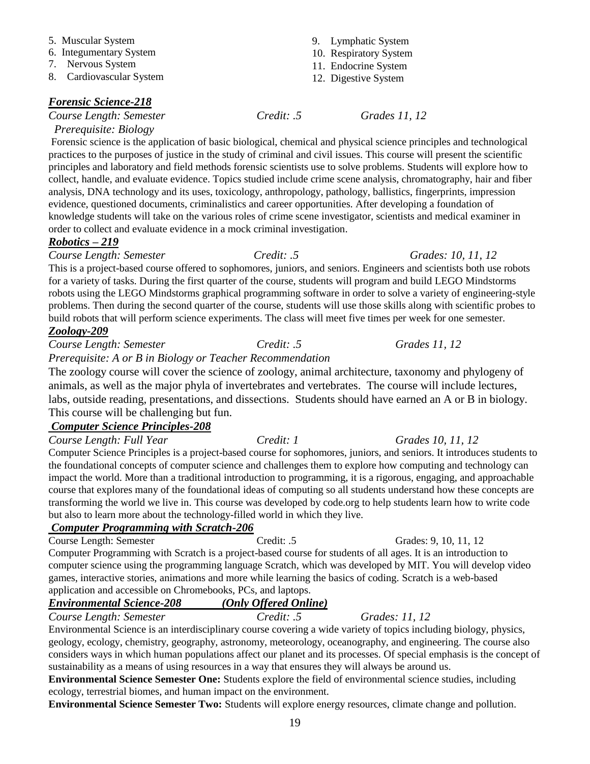5. Muscular System
6. Integumentary System
7. Nervous System
8. Cardiovascular System
9. Lymphatic System
10. Respiratory System
11. Endocrine System
12. Digestive System

***Forensic Science-218***

*Course Length: Semester* *Credit: .5* *Grades 11, 12*

*Prerequisite: Biology*

Forensic science is the application of basic biological, chemical and physical science principles and technological practices to the purposes of justice in the study of criminal and civil issues. This course will present the scientific principles and laboratory and field methods forensic scientists use to solve problems. Students will explore how to collect, handle, and evaluate evidence. Topics studied include crime scene analysis, chromatography, hair and fiber analysis, DNA technology and its uses, toxicology, anthropology, pathology, ballistics, fingerprints, impression evidence, questioned documents, criminalistics and career opportunities. After developing a foundation of knowledge students will take on the various roles of crime scene investigator, scientists and medical examiner in order to collect and evaluate evidence in a mock criminal investigation.

***Robotics – 219***

*Course Length: Semester* *Credit: .5* *Grades: 10, 11, 12*

This is a project-based course offered to sophomores, juniors, and seniors. Engineers and scientists both use robots for a variety of tasks. During the first quarter of the course, students will program and build LEGO Mindstorms robots using the LEGO Mindstorms graphical programming software in order to solve a variety of engineering-style problems. Then during the second quarter of the course, students will use those skills along with scientific probes to build robots that will perform science experiments. The class will meet five times per week for one semester.

***Zoology-209***

*Course Length: Semester* *Credit: .5* *Grades 11, 12*

*Prerequisite: A or B in Biology or Teacher Recommendation*

The zoology course will cover the science of zoology, animal architecture, taxonomy and phylogeny of animals, as well as the major phyla of invertebrates and vertebrates. The course will include lectures, labs, outside reading, presentations, and dissections. Students should have earned an A or B in biology. This course will be challenging but fun.

***Computer Science Principles-208***

*Course Length: Full Year* *Credit: 1* *Grades 10, 11, 12*

Computer Science Principles is a project-based course for sophomores, juniors, and seniors. It introduces students to the foundational concepts of computer science and challenges them to explore how computing and technology can impact the world. More than a traditional introduction to programming, it is a rigorous, engaging, and approachable course that explores many of the foundational ideas of computing so all students understand how these concepts are transforming the world we live in. This course was developed by code.org to help students learn how to write code but also to learn more about the technology-filled world in which they live.

***Computer Programming with Scratch-206***

Course Length: Semester Credit: .5 Grades: 9, 10, 11, 12

Computer Programming with Scratch is a project-based course for students of all ages. It is an introduction to computer science using the programming language Scratch, which was developed by MIT. You will develop video games, interactive stories, animations and more while learning the basics of coding. Scratch is a web-based application and accessible on Chromebooks, PCs, and laptops.

***Environmental Science-208*** ***(Only Offered Online)***

*Course Length: Semester* *Credit: .5* *Grades: 11, 12*

Environmental Science is an interdisciplinary course covering a wide variety of topics including biology, physics, geology, ecology, chemistry, geography, astronomy, meteorology, oceanography, and engineering. The course also considers ways in which human populations affect our planet and its processes. Of special emphasis is the concept of sustainability as a means of using resources in a way that ensures they will always be around us.

**Environmental Science Semester One:** Students explore the field of environmental science studies, including ecology, terrestrial biomes, and human impact on the environment.

**Environmental Science Semester Two:** Students will explore energy resources, climate change and pollution.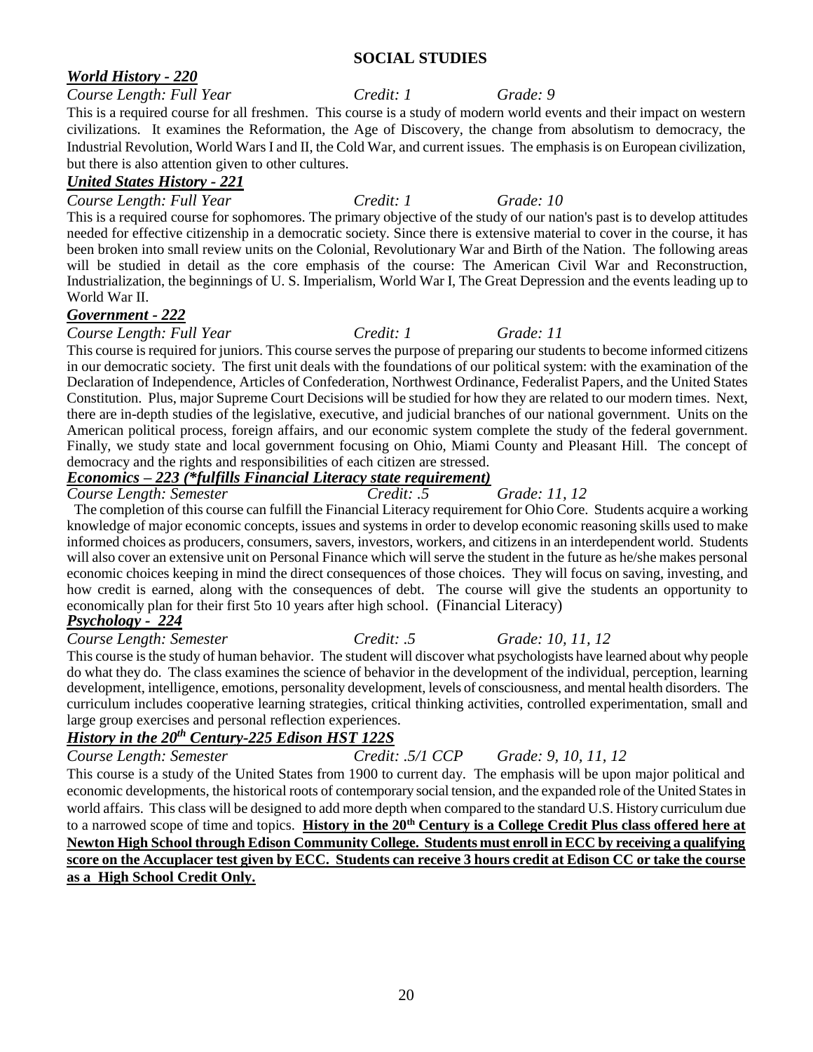# SOCIAL STUDIES

### ***World History - 220***

*Course Length: Full Year* *Credit: 1* *Grade: 9*

This is a required course for all freshmen. This course is a study of modern world events and their impact on western civilizations. It examines the Reformation, the Age of Discovery, the change from absolutism to democracy, the Industrial Revolution, World Wars I and II, the Cold War, and current issues. The emphasis is on European civilization, but there is also attention given to other cultures.

### ***United States History - 221***

*Course Length: Full Year* *Credit: 1* *Grade: 10*

This is a required course for sophomores. The primary objective of the study of our nation's past is to develop attitudes needed for effective citizenship in a democratic society. Since there is extensive material to cover in the course, it has been broken into small review units on the Colonial, Revolutionary War and Birth of the Nation. The following areas will be studied in detail as the core emphasis of the course: The American Civil War and Reconstruction, Industrialization, the beginnings of U. S. Imperialism, World War I, The Great Depression and the events leading up to World War II.

### ***Government - 222***

*Course Length: Full Year* *Credit: 1* *Grade: 11*

This course is required for juniors. This course serves the purpose of preparing our students to become informed citizens in our democratic society. The first unit deals with the foundations of our political system: with the examination of the Declaration of Independence, Articles of Confederation, Northwest Ordinance, Federalist Papers, and the United States Constitution. Plus, major Supreme Court Decisions will be studied for how they are related to our modern times. Next, there are in-depth studies of the legislative, executive, and judicial branches of our national government. Units on the American political process, foreign affairs, and our economic system complete the study of the federal government. Finally, we study state and local government focusing on Ohio, Miami County and Pleasant Hill. The concept of democracy and the rights and responsibilities of each citizen are stressed.

### ***Economics – 223 (*fulfills Financial Literacy state requirement)***

*Course Length: Semester* *Credit: .5* *Grade: 11, 12*

The completion of this course can fulfill the Financial Literacy requirement for Ohio Core. Students acquire a working knowledge of major economic concepts, issues and systems in order to develop economic reasoning skills used to make informed choices as producers, consumers, savers, investors, workers, and citizens in an interdependent world. Students will also cover an extensive unit on Personal Finance which will serve the student in the future as he/she makes personal economic choices keeping in mind the direct consequences of those choices. They will focus on saving, investing, and how credit is earned, along with the consequences of debt. The course will give the students an opportunity to economically plan for their first 5to 10 years after high school. (Financial Literacy)

### ***Psychology - 224***

*Course Length: Semester* *Credit: .5* *Grade: 10, 11, 12*

This course is the study of human behavior. The student will discover what psychologists have learned about why people do what they do. The class examines the science of behavior in the development of the individual, perception, learning development, intelligence, emotions, personality development, levels of consciousness, and mental health disorders. The curriculum includes cooperative learning strategies, critical thinking activities, controlled experimentation, small and large group exercises and personal reflection experiences.

### ***History in the 20th Century-225 Edison HST 122S***

*Course Length: Semester* *Credit: .5/1 CCP* *Grade: 9, 10, 11, 12*

This course is a study of the United States from 1900 to current day. The emphasis will be upon major political and economic developments, the historical roots of contemporary social tension, and the expanded role of the United States in world affairs. This class will be designed to add more depth when compared to the standard U.S. History curriculum due to a narrowed scope of time and topics. **History in the 20th Century is a College Credit Plus class offered here at Newton High School through Edison Community College. Students must enroll in ECC by receiving a qualifying score on the Accuplacer test given by ECC. Students can receive 3 hours credit at Edison CC or take the course as a High School Credit Only.**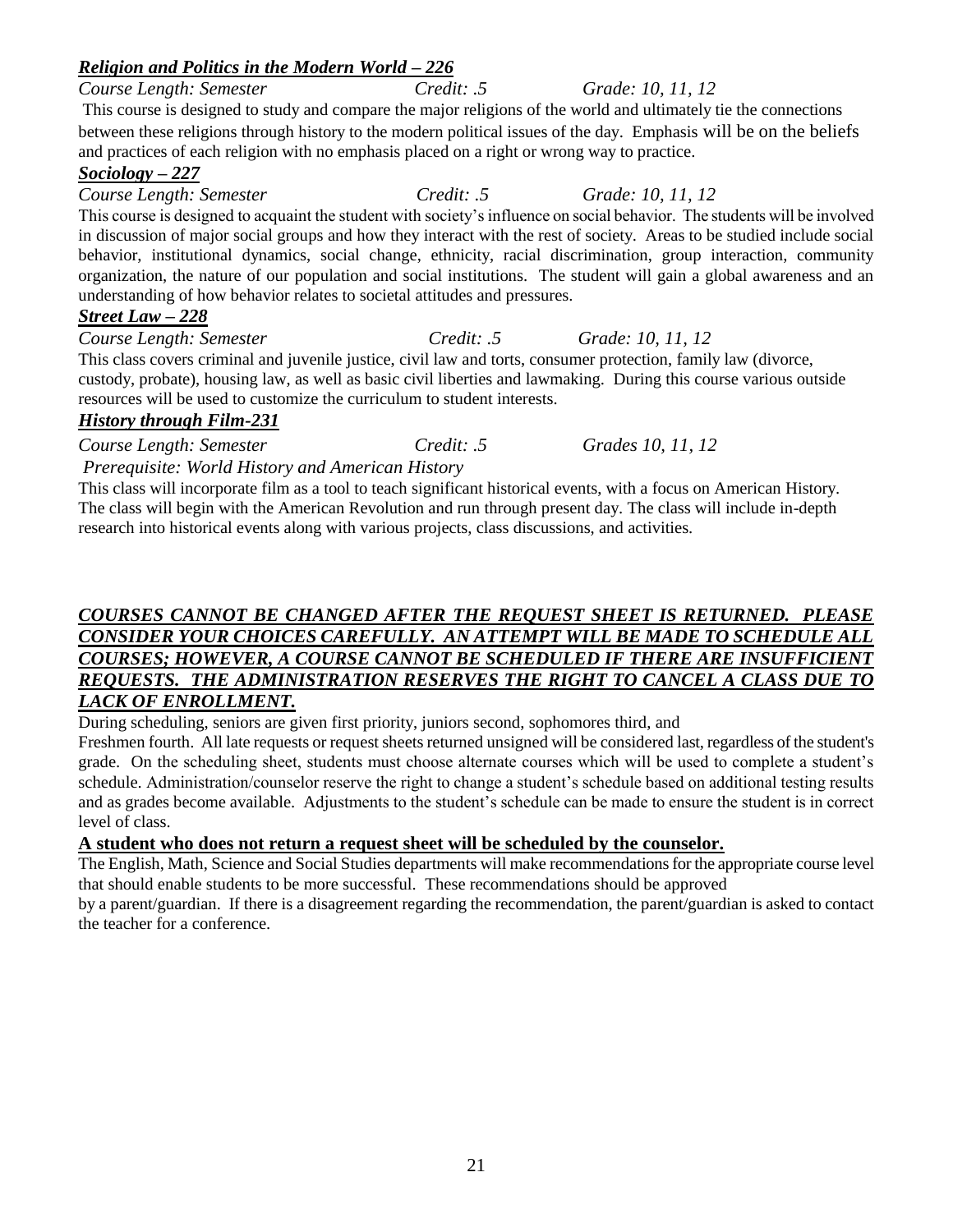***Religion and Politics in the Modern World – 226***

*Course Length: Semester* *Credit: .5* *Grade: 10, 11, 12*

This course is designed to study and compare the major religions of the world and ultimately tie the connections between these religions through history to the modern political issues of the day. Emphasis will be on the beliefs and practices of each religion with no emphasis placed on a right or wrong way to practice.

***Sociology – 227***

*Course Length: Semester* *Credit: .5* *Grade: 10, 11, 12*

This course is designed to acquaint the student with society's influence on social behavior. The students will be involved in discussion of major social groups and how they interact with the rest of society. Areas to be studied include social behavior, institutional dynamics, social change, ethnicity, racial discrimination, group interaction, community organization, the nature of our population and social institutions. The student will gain a global awareness and an understanding of how behavior relates to societal attitudes and pressures.

***Street Law – 228***

*Course Length: Semester* *Credit: .5* *Grade: 10, 11, 12*

This class covers criminal and juvenile justice, civil law and torts, consumer protection, family law (divorce, custody, probate), housing law, as well as basic civil liberties and lawmaking. During this course various outside resources will be used to customize the curriculum to student interests.

***History through Film-231***

*Course Length: Semester* *Credit: .5* *Grades 10, 11, 12*

*Prerequisite: World History and American History*

This class will incorporate film as a tool to teach significant historical events, with a focus on American History. The class will begin with the American Revolution and run through present day. The class will include in-depth research into historical events along with various projects, class discussions, and activities.

***COURSES CANNOT BE CHANGED AFTER THE REQUEST SHEET IS RETURNED. PLEASE CONSIDER YOUR CHOICES CAREFULLY. AN ATTEMPT WILL BE MADE TO SCHEDULE ALL COURSES; HOWEVER, A COURSE CANNOT BE SCHEDULED IF THERE ARE INSUFFICIENT REQUESTS. THE ADMINISTRATION RESERVES THE RIGHT TO CANCEL A CLASS DUE TO LACK OF ENROLLMENT.***

During scheduling, seniors are given first priority, juniors second, sophomores third, and Freshmen fourth. All late requests or request sheets returned unsigned will be considered last, regardless of the student's grade. On the scheduling sheet, students must choose alternate courses which will be used to complete a student's schedule. Administration/counselor reserve the right to change a student's schedule based on additional testing results and as grades become available. Adjustments to the student's schedule can be made to ensure the student is in correct level of class.

**A student who does not return a request sheet will be scheduled by the counselor.**

The English, Math, Science and Social Studies departments will make recommendations for the appropriate course level that should enable students to be more successful. These recommendations should be approved by a parent/guardian. If there is a disagreement regarding the recommendation, the parent/guardian is asked to contact the teacher for a conference.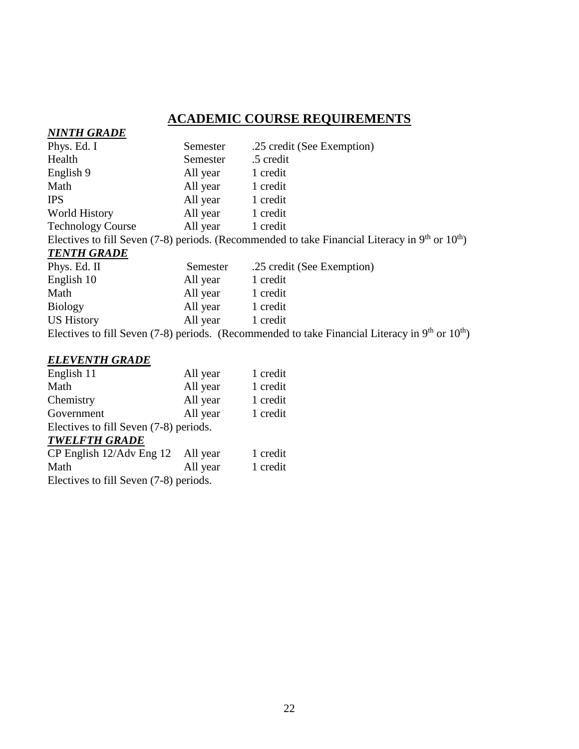# ACADEMIC COURSE REQUIREMENTS

***NINTH GRADE***

| | | |
|---|---|---|
| Phys. Ed. I | Semester | .25 credit (See Exemption) |
| Health | Semester | .5 credit |
| English 9 | All year | 1 credit |
| Math | All year | 1 credit |
| IPS | All year | 1 credit |
| World History | All year | 1 credit |
| Technology Course | All year | 1 credit |

Electives to fill Seven (7-8) periods. (Recommended to take Financial Literacy in 9th or 10th)

***TENTH GRADE***

| | | |
|---|---|---|
| Phys. Ed. II | Semester | .25 credit (See Exemption) |
| English 10 | All year | 1 credit |
| Math | All year | 1 credit |
| Biology | All year | 1 credit |
| US History | All year | 1 credit |

Electives to fill Seven (7-8) periods. (Recommended to take Financial Literacy in 9th or 10th)

***ELEVENTH GRADE***

| | | |
|---|---|---|
| English 11 | All year | 1 credit |
| Math | All year | 1 credit |
| Chemistry | All year | 1 credit |
| Government | All year | 1 credit |

Electives to fill Seven (7-8) periods.

***TWELFTH GRADE***

| | | |
|---|---|---|
| CP English 12/Adv Eng 12 | All year | 1 credit |
| Math | All year | 1 credit |

Electives to fill Seven (7-8) periods.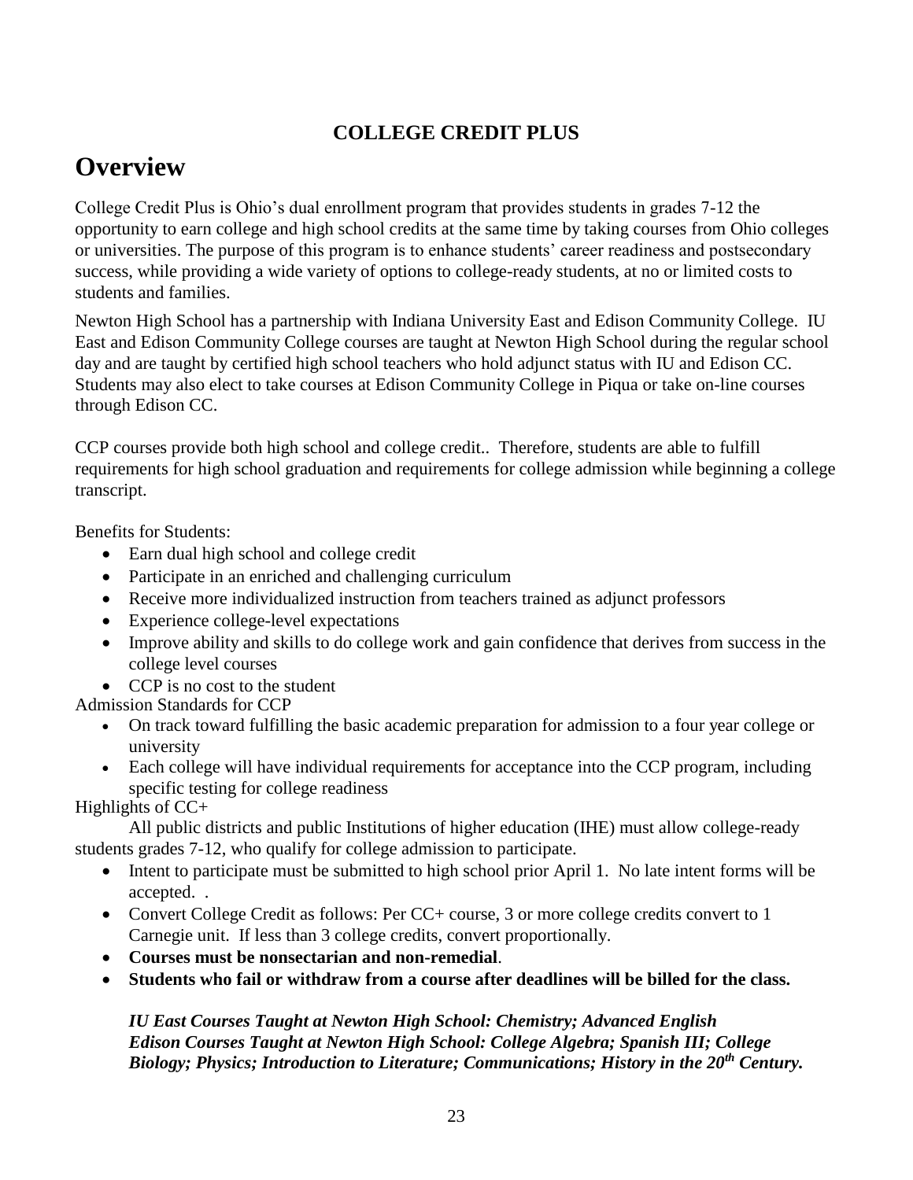**COLLEGE CREDIT PLUS**

# Overview

College Credit Plus is Ohio's dual enrollment program that provides students in grades 7-12 the opportunity to earn college and high school credits at the same time by taking courses from Ohio colleges or universities. The purpose of this program is to enhance students' career readiness and postsecondary success, while providing a wide variety of options to college-ready students, at no or limited costs to students and families.

Newton High School has a partnership with Indiana University East and Edison Community College. IU East and Edison Community College courses are taught at Newton High School during the regular school day and are taught by certified high school teachers who hold adjunct status with IU and Edison CC. Students may also elect to take courses at Edison Community College in Piqua or take on-line courses through Edison CC.

CCP courses provide both high school and college credit.. Therefore, students are able to fulfill requirements for high school graduation and requirements for college admission while beginning a college transcript.

Benefits for Students:

- Earn dual high school and college credit
- Participate in an enriched and challenging curriculum
- Receive more individualized instruction from teachers trained as adjunct professors
- Experience college-level expectations
- Improve ability and skills to do college work and gain confidence that derives from success in the college level courses
- CCP is no cost to the student

Admission Standards for CCP

- On track toward fulfilling the basic academic preparation for admission to a four year college or university
- Each college will have individual requirements for acceptance into the CCP program, including specific testing for college readiness

Highlights of CC+

All public districts and public Institutions of higher education (IHE) must allow college-ready students grades 7-12, who qualify for college admission to participate.

- Intent to participate must be submitted to high school prior April 1. No late intent forms will be accepted. .
- Convert College Credit as follows: Per CC+ course, 3 or more college credits convert to 1 Carnegie unit. If less than 3 college credits, convert proportionally.
- **Courses must be nonsectarian and non-remedial**.
- **Students who fail or withdraw from a course after deadlines will be billed for the class.**

***IU East Courses Taught at Newton High School: Chemistry; Advanced English***
***Edison Courses Taught at Newton High School: College Algebra; Spanish III; College Biology; Physics; Introduction to Literature; Communications; History in the 20th Century.***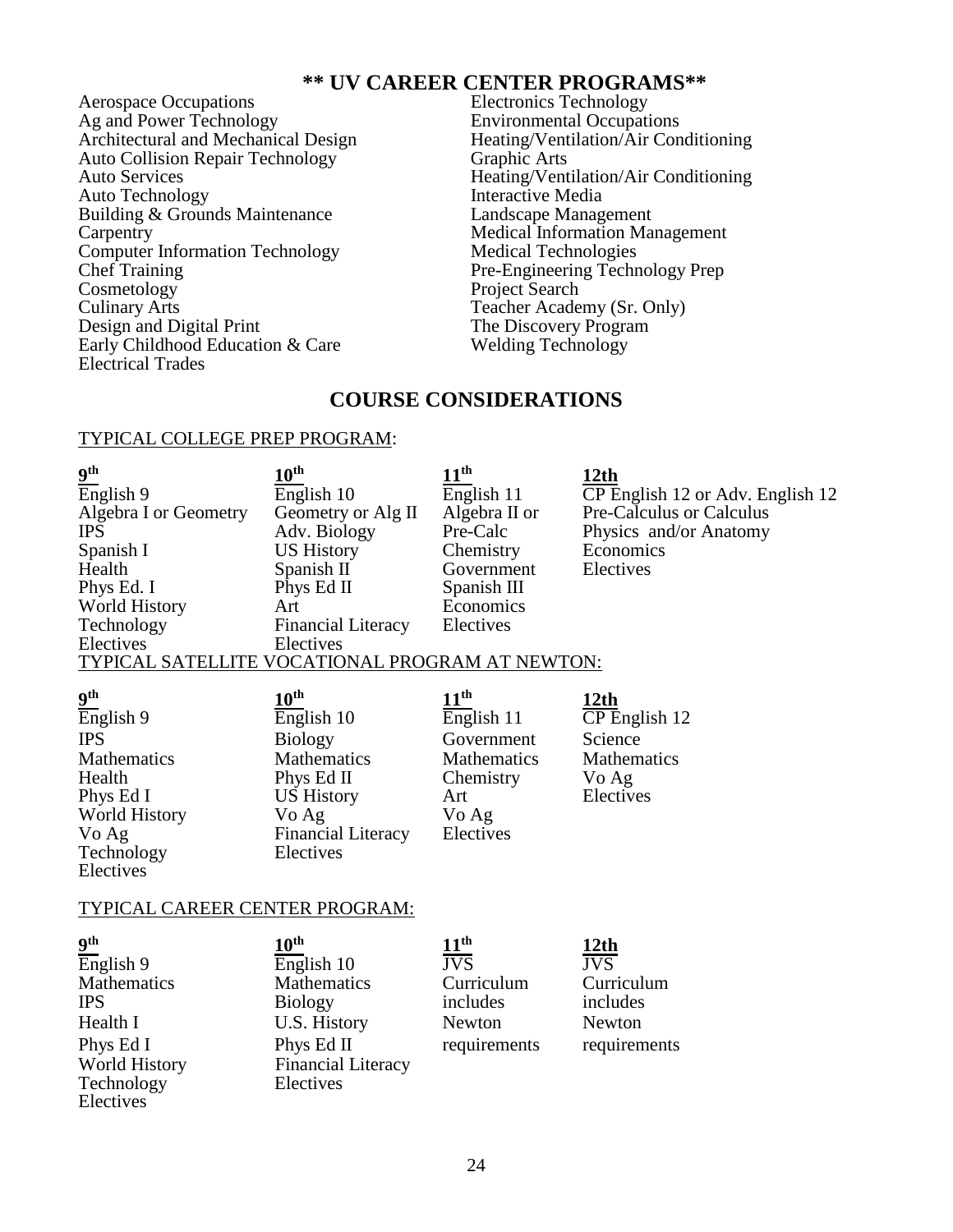## ** UV CAREER CENTER PROGRAMS**

- Aerospace Occupations
- Ag and Power Technology
- Architectural and Mechanical Design
- Auto Collision Repair Technology
- Auto Services
- Auto Technology
- Building & Grounds Maintenance
- Carpentry
- Computer Information Technology
- Chef Training
- Cosmetology
- Culinary Arts
- Design and Digital Print
- Early Childhood Education & Care
- Electrical Trades
- Electronics Technology
- Environmental Occupations
- Heating/Ventilation/Air Conditioning
- Graphic Arts
- Heating/Ventilation/Air Conditioning
- Interactive Media
- Landscape Management
- Medical Information Management
- Medical Technologies
- Pre-Engineering Technology Prep
- Project Search
- Teacher Academy (Sr. Only)
- The Discovery Program
- Welding Technology

## COURSE CONSIDERATIONS

TYPICAL COLLEGE PREP PROGRAM:

| 9th | 10th | 11th | 12th |
|---|---|---|---|
| English 9 | English 10 | English 11 | CP English 12 or Adv. English 12 |
| Algebra I or Geometry | Geometry or Alg II | Algebra II or | Pre-Calculus or Calculus |
| IPS | Adv. Biology | Pre-Calc | Physics and/or Anatomy |
| Spanish I | US History | Chemistry | Economics |
| Health | Spanish II | Government | Electives |
| Phys Ed. I | Phys Ed II | Spanish III | |
| World History | Art | Economics | |
| Technology | Financial Literacy | Electives | |
| Electives | Electives | | |

TYPICAL SATELLITE VOCATIONAL PROGRAM AT NEWTON:

| 9th | 10th | 11th | 12th |
|---|---|---|---|
| English 9 | English 10 | English 11 | CP English 12 |
| IPS | Biology | Government | Science |
| Mathematics | Mathematics | Mathematics | Mathematics |
| Health | Phys Ed II | Chemistry | Vo Ag |
| Phys Ed I | US History | Art | Electives |
| World History | Vo Ag | Vo Ag | |
| Vo Ag | Financial Literacy | Electives | |
| Technology | Electives | | |
| Electives | | | |

TYPICAL CAREER CENTER PROGRAM:

| 9th | 10th | 11th | 12th |
|---|---|---|---|
| English 9 | English 10 | JVS | JVS |
| Mathematics | Mathematics | Curriculum | Curriculum |
| IPS | Biology | includes | includes |
| Health I | U.S. History | Newton | Newton |
| Phys Ed I | Phys Ed II | requirements | requirements |
| World History | Financial Literacy | | |
| Technology | Electives | | |
| Electives | | | |